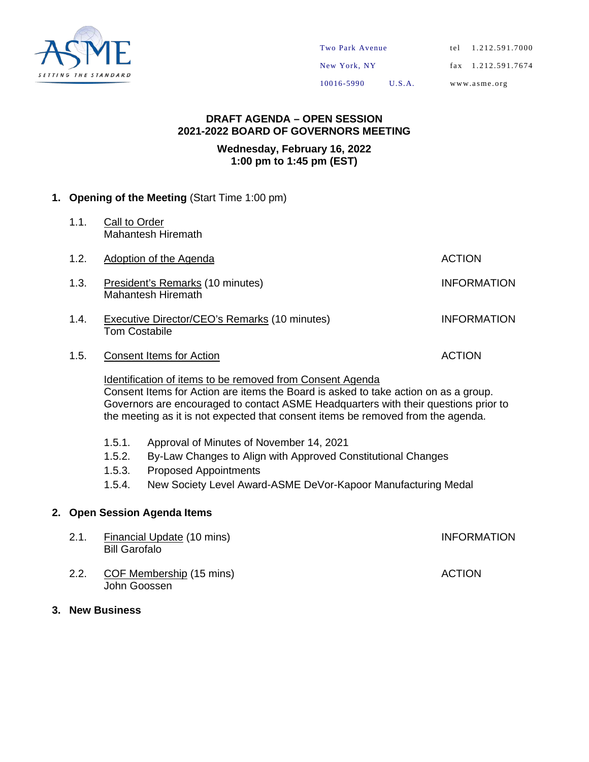Two Park Avenue
New York, NY
10016-5990 U.S.A.

tel 1.212.591.7000
fax 1.212.591.7674
www.asme.org

# DRAFT AGENDA – OPEN SESSION
# 2021-2022 BOARD OF GOVERNORS MEETING

**Wednesday, February 16, 2022**
**1:00 pm to 1:45 pm (EST)**

## 1. Opening of the Meeting (Start Time 1:00 pm)

1.1. Call to Order
Mahantesh Hiremath

1.2. Adoption of the Agenda — ACTION

1.3. President's Remarks (10 minutes) — INFORMATION
Mahantesh Hiremath

1.4. Executive Director/CEO's Remarks (10 minutes) — INFORMATION
Tom Costabile

1.5. Consent Items for Action — ACTION

Identification of items to be removed from Consent Agenda
Consent Items for Action are items the Board is asked to take action on as a group. Governors are encouraged to contact ASME Headquarters with their questions prior to the meeting as it is not expected that consent items be removed from the agenda.

- 1.5.1. Approval of Minutes of November 14, 2021
- 1.5.2. By-Law Changes to Align with Approved Constitutional Changes
- 1.5.3. Proposed Appointments
- 1.5.4. New Society Level Award-ASME DeVor-Kapoor Manufacturing Medal

## 2. Open Session Agenda Items

2.1. Financial Update (10 mins) — INFORMATION
Bill Garofalo

2.2. COF Membership (15 mins) — ACTION
John Goossen

## 3. New Business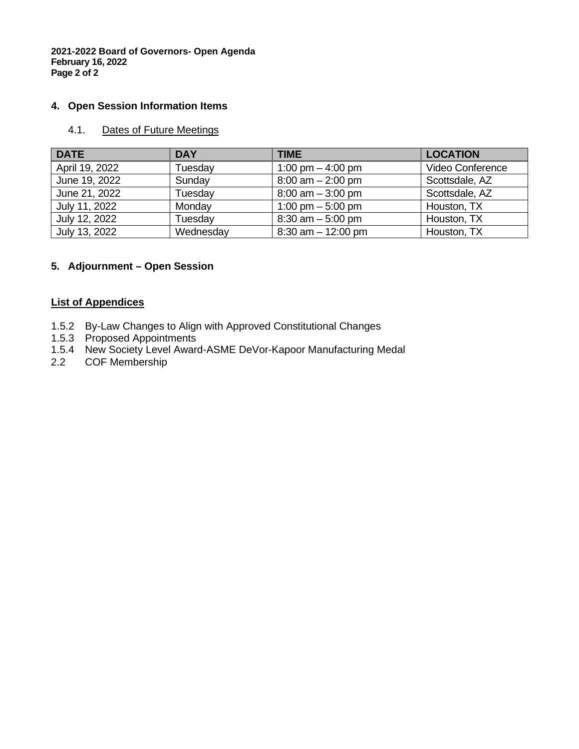## 4. Open Session Information Items

### 4.1. Dates of Future Meetings

| DATE | DAY | TIME | LOCATION |
|---|---|---|---|
| April 19, 2022 | Tuesday | 1:00 pm – 4:00 pm | Video Conference |
| June 19, 2022 | Sunday | 8:00 am – 2:00 pm | Scottsdale, AZ |
| June 21, 2022 | Tuesday | 8:00 am – 3:00 pm | Scottsdale, AZ |
| July 11, 2022 | Monday | 1:00 pm – 5:00 pm | Houston, TX |
| July 12, 2022 | Tuesday | 8:30 am – 5:00 pm | Houston, TX |
| July 13, 2022 | Wednesday | 8:30 am – 12:00 pm | Houston, TX |

## 5. Adjournment – Open Session

**List of Appendices**

1.5.2 By-Law Changes to Align with Approved Constitutional Changes
1.5.3 Proposed Appointments
1.5.4 New Society Level Award-ASME DeVor-Kapoor Manufacturing Medal
2.2 COF Membership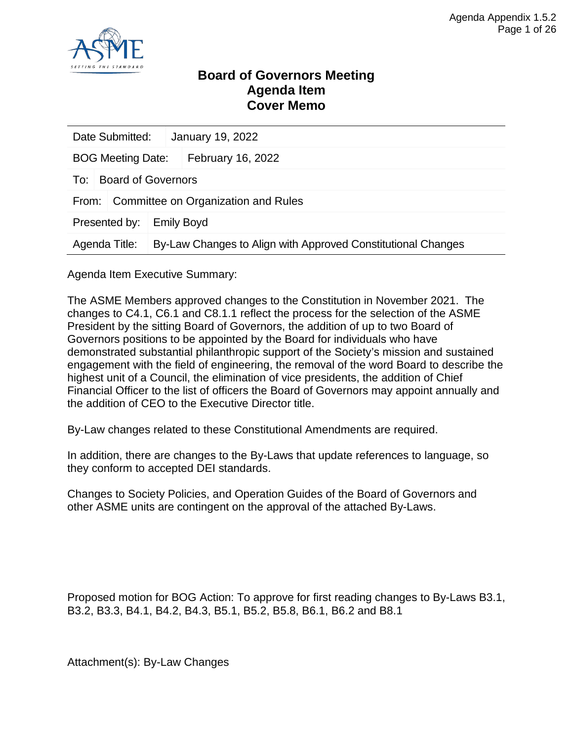# Board of Governors Meeting
# Agenda Item
# Cover Memo

| | |
|---|---|
| Date Submitted: | January 19, 2022 |
| BOG Meeting Date: | February 16, 2022 |
| To: | Board of Governors |
| From: | Committee on Organization and Rules |
| Presented by: | Emily Boyd |
| Agenda Title: | By-Law Changes to Align with Approved Constitutional Changes |

Agenda Item Executive Summary:

The ASME Members approved changes to the Constitution in November 2021. The changes to C4.1, C6.1 and C8.1.1 reflect the process for the selection of the ASME President by the sitting Board of Governors, the addition of up to two Board of Governors positions to be appointed by the Board for individuals who have demonstrated substantial philanthropic support of the Society's mission and sustained engagement with the field of engineering, the removal of the word Board to describe the highest unit of a Council, the elimination of vice presidents, the addition of Chief Financial Officer to the list of officers the Board of Governors may appoint annually and the addition of CEO to the Executive Director title.

By-Law changes related to these Constitutional Amendments are required.

In addition, there are changes to the By-Laws that update references to language, so they conform to accepted DEI standards.

Changes to Society Policies, and Operation Guides of the Board of Governors and other ASME units are contingent on the approval of the attached By-Laws.

Proposed motion for BOG Action: To approve for first reading changes to By-Laws B3.1, B3.2, B3.3, B4.1, B4.2, B4.3, B5.1, B5.2, B5.8, B6.1, B6.2 and B8.1

Attachment(s): By-Law Changes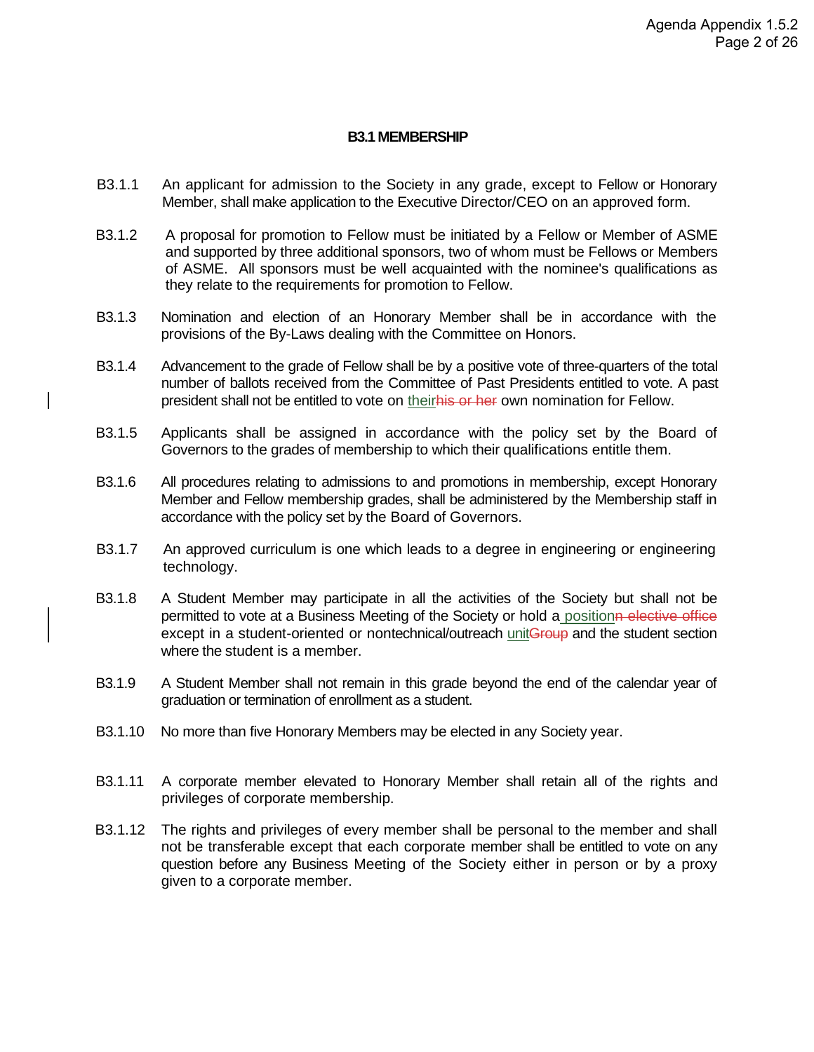### B3.1 MEMBERSHIP

B3.1.1 An applicant for admission to the Society in any grade, except to Fellow or Honorary Member, shall make application to the Executive Director/CEO on an approved form.

B3.1.2 A proposal for promotion to Fellow must be initiated by a Fellow or Member of ASME and supported by three additional sponsors, two of whom must be Fellows or Members of ASME. All sponsors must be well acquainted with the nominee's qualifications as they relate to the requirements for promotion to Fellow.

B3.1.3 Nomination and election of an Honorary Member shall be in accordance with the provisions of the By-Laws dealing with the Committee on Honors.

B3.1.4 Advancement to the grade of Fellow shall be by a positive vote of three-quarters of the total number of ballots received from the Committee of Past Presidents entitled to vote. A past president shall not be entitled to vote on <u>their</u>~~his or her~~ own nomination for Fellow.

B3.1.5 Applicants shall be assigned in accordance with the policy set by the Board of Governors to the grades of membership to which their qualifications entitle them.

B3.1.6 All procedures relating to admissions to and promotions in membership, except Honorary Member and Fellow membership grades, shall be administered by the Membership staff in accordance with the policy set by the Board of Governors.

B3.1.7 An approved curriculum is one which leads to a degree in engineering or engineering technology.

B3.1.8 A Student Member may participate in all the activities of the Society but shall not be permitted to vote at a Business Meeting of the Society or hold a<u> position</u>~~n elective office~~ except in a student-oriented or nontechnical/outreach <u>unit</u>~~Group~~ and the student section where the student is a member.

B3.1.9 A Student Member shall not remain in this grade beyond the end of the calendar year of graduation or termination of enrollment as a student.

B3.1.10 No more than five Honorary Members may be elected in any Society year.

B3.1.11 A corporate member elevated to Honorary Member shall retain all of the rights and privileges of corporate membership.

B3.1.12 The rights and privileges of every member shall be personal to the member and shall not be transferable except that each corporate member shall be entitled to vote on any question before any Business Meeting of the Society either in person or by a proxy given to a corporate member.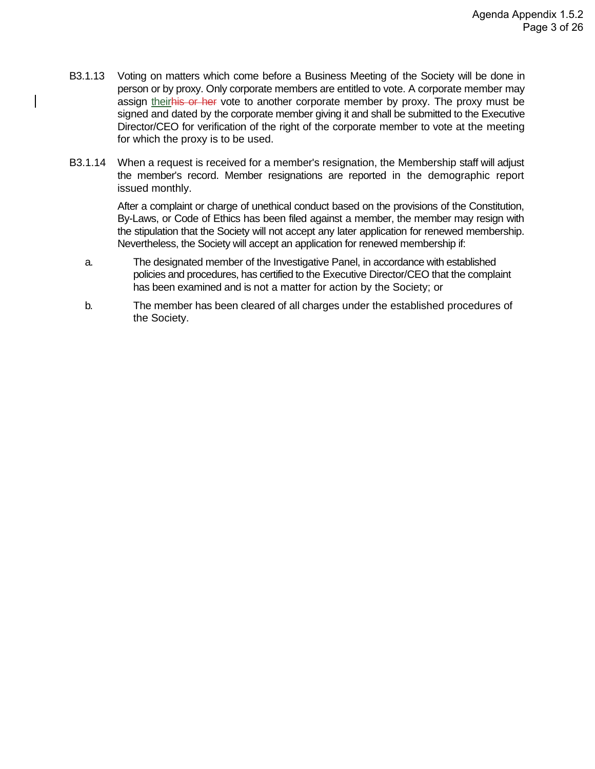B3.1.13 Voting on matters which come before a Business Meeting of the Society will be done in person or by proxy. Only corporate members are entitled to vote. A corporate member may assign theirhis or her vote to another corporate member by proxy. The proxy must be signed and dated by the corporate member giving it and shall be submitted to the Executive Director/CEO for verification of the right of the corporate member to vote at the meeting for which the proxy is to be used.

B3.1.14 When a request is received for a member's resignation, the Membership staff will adjust the member's record. Member resignations are reported in the demographic report issued monthly.

After a complaint or charge of unethical conduct based on the provisions of the Constitution, By-Laws, or Code of Ethics has been filed against a member, the member may resign with the stipulation that the Society will not accept any later application for renewed membership. Nevertheless, the Society will accept an application for renewed membership if:

a. The designated member of the Investigative Panel, in accordance with established policies and procedures, has certified to the Executive Director/CEO that the complaint has been examined and is not a matter for action by the Society; or

b. The member has been cleared of all charges under the established procedures of the Society.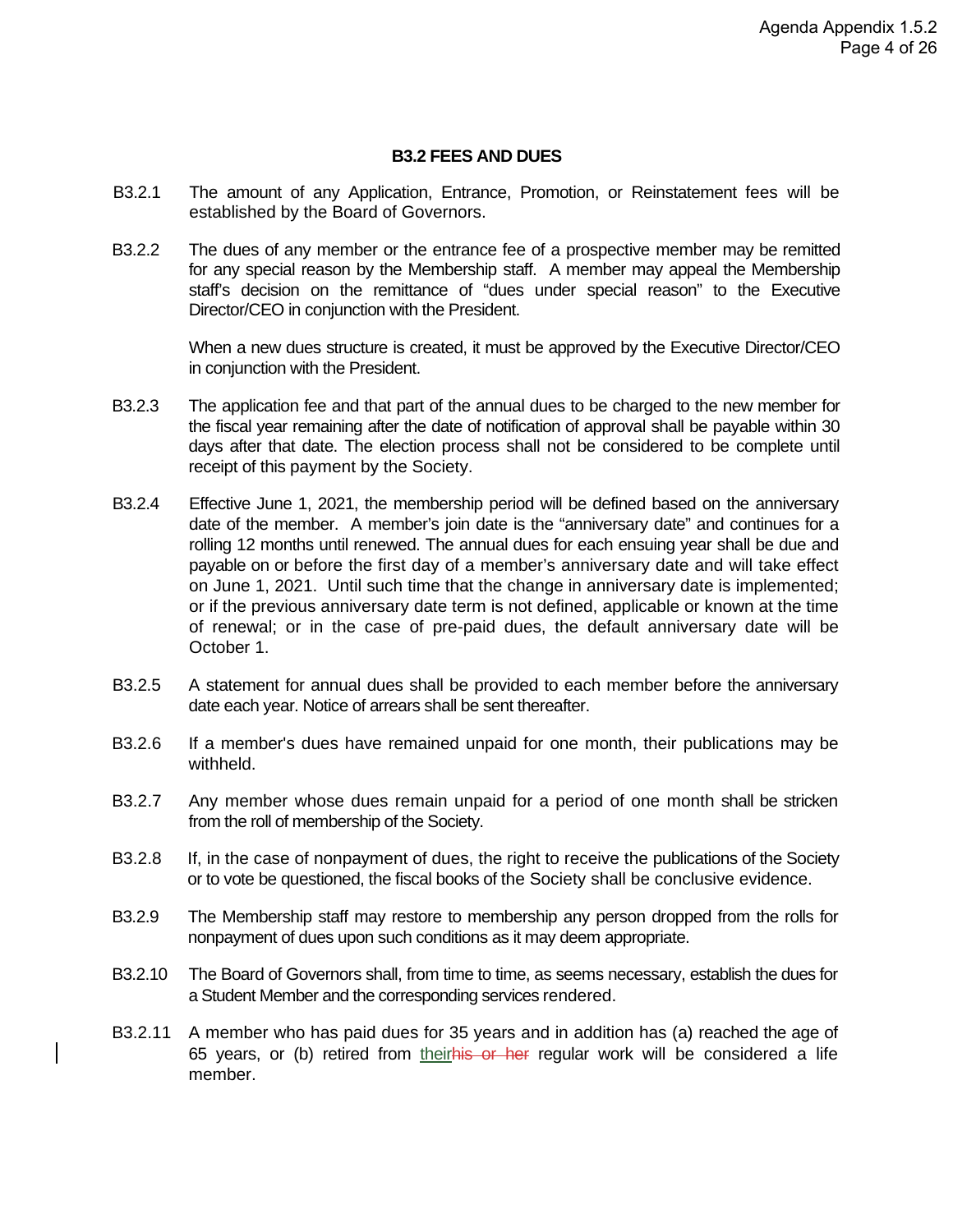### B3.2 FEES AND DUES

B3.2.1 The amount of any Application, Entrance, Promotion, or Reinstatement fees will be established by the Board of Governors.

B3.2.2 The dues of any member or the entrance fee of a prospective member may be remitted for any special reason by the Membership staff. A member may appeal the Membership staff's decision on the remittance of "dues under special reason" to the Executive Director/CEO in conjunction with the President.

When a new dues structure is created, it must be approved by the Executive Director/CEO in conjunction with the President.

B3.2.3 The application fee and that part of the annual dues to be charged to the new member for the fiscal year remaining after the date of notification of approval shall be payable within 30 days after that date. The election process shall not be considered to be complete until receipt of this payment by the Society.

B3.2.4 Effective June 1, 2021, the membership period will be defined based on the anniversary date of the member. A member's join date is the "anniversary date" and continues for a rolling 12 months until renewed. The annual dues for each ensuing year shall be due and payable on or before the first day of a member's anniversary date and will take effect on June 1, 2021. Until such time that the change in anniversary date is implemented; or if the previous anniversary date term is not defined, applicable or known at the time of renewal; or in the case of pre-paid dues, the default anniversary date will be October 1.

B3.2.5 A statement for annual dues shall be provided to each member before the anniversary date each year. Notice of arrears shall be sent thereafter.

B3.2.6 If a member's dues have remained unpaid for one month, their publications may be withheld.

B3.2.7 Any member whose dues remain unpaid for a period of one month shall be stricken from the roll of membership of the Society.

B3.2.8 If, in the case of nonpayment of dues, the right to receive the publications of the Society or to vote be questioned, the fiscal books of the Society shall be conclusive evidence.

B3.2.9 The Membership staff may restore to membership any person dropped from the rolls for nonpayment of dues upon such conditions as it may deem appropriate.

B3.2.10 The Board of Governors shall, from time to time, as seems necessary, establish the dues for a Student Member and the corresponding services rendered.

B3.2.11 A member who has paid dues for 35 years and in addition has (a) reached the age of 65 years, or (b) retired from their~~his or her~~ regular work will be considered a life member.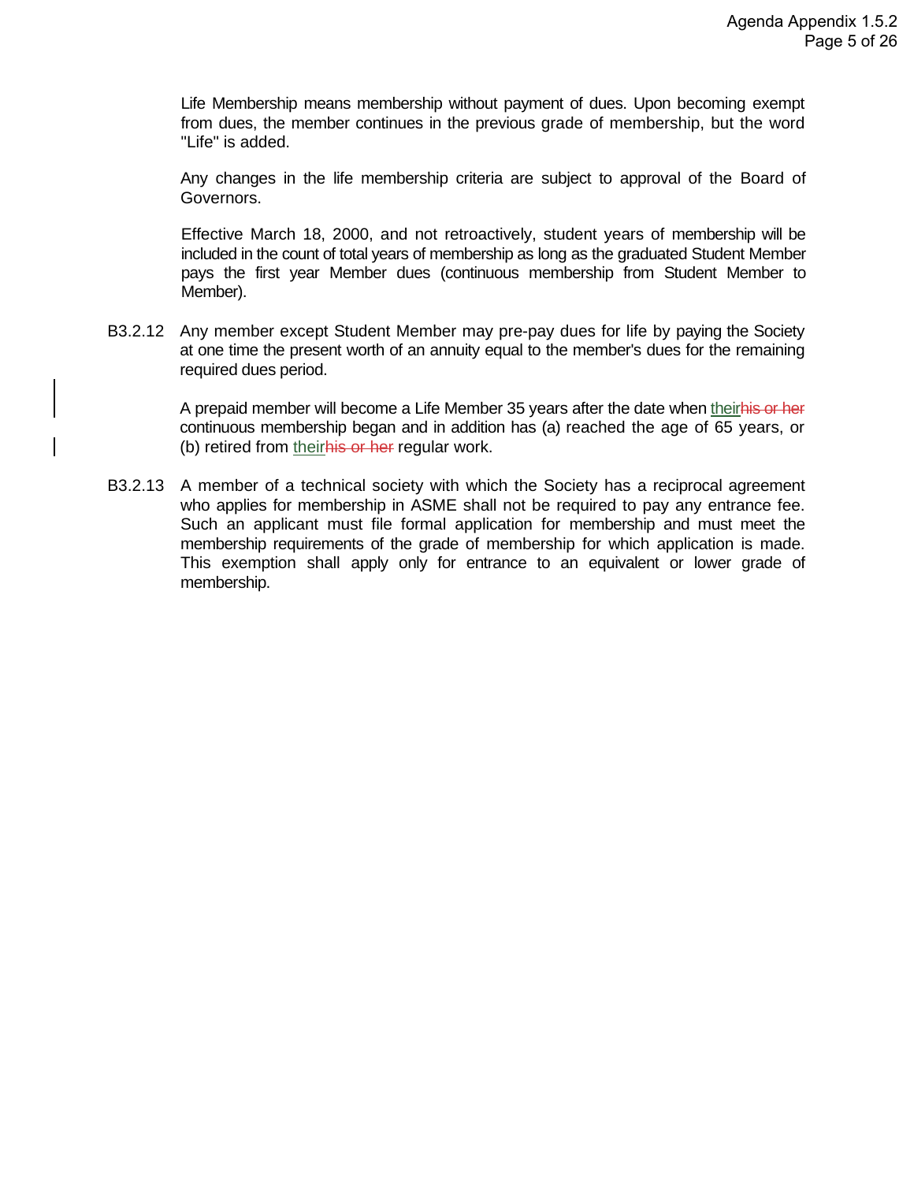Life Membership means membership without payment of dues. Upon becoming exempt from dues, the member continues in the previous grade of membership, but the word "Life" is added.

Any changes in the life membership criteria are subject to approval of the Board of Governors.

Effective March 18, 2000, and not retroactively, student years of membership will be included in the count of total years of membership as long as the graduated Student Member pays the first year Member dues (continuous membership from Student Member to Member).

B3.2.12 Any member except Student Member may pre-pay dues for life by paying the Society at one time the present worth of an annuity equal to the member's dues for the remaining required dues period.

A prepaid member will become a Life Member 35 years after the date when their~~his or her~~ continuous membership began and in addition has (a) reached the age of 65 years, or (b) retired from their~~his or her~~ regular work.

B3.2.13 A member of a technical society with which the Society has a reciprocal agreement who applies for membership in ASME shall not be required to pay any entrance fee. Such an applicant must file formal application for membership and must meet the membership requirements of the grade of membership for which application is made. This exemption shall apply only for entrance to an equivalent or lower grade of membership.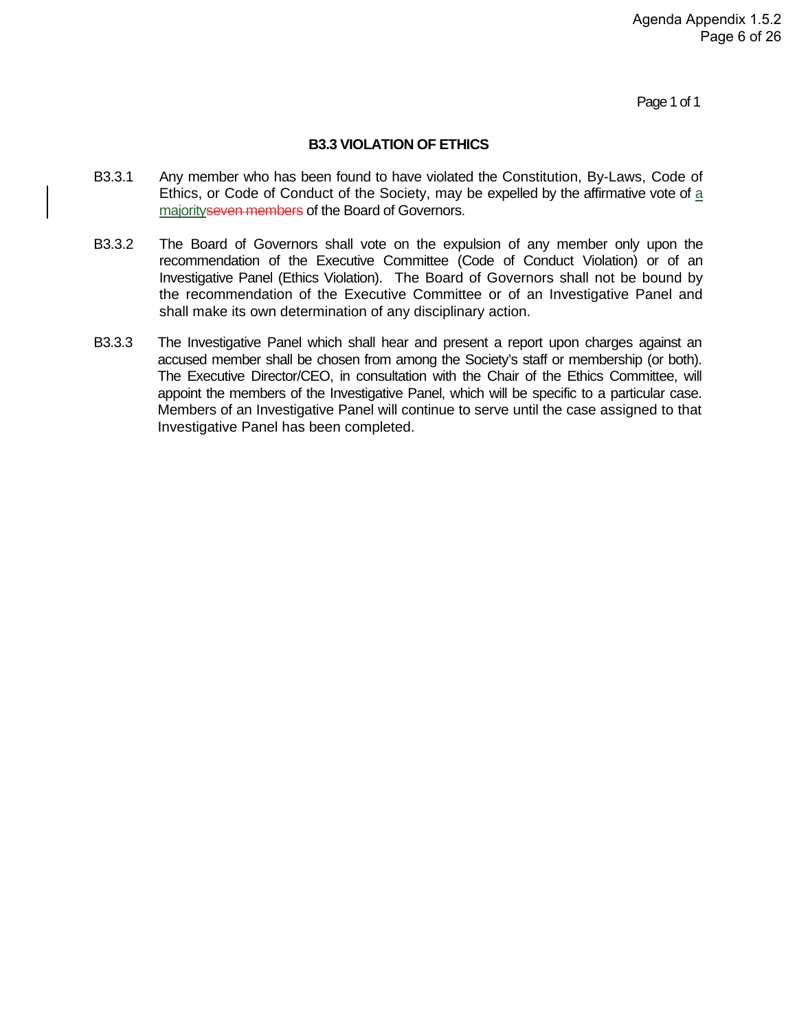## B3.3 VIOLATION OF ETHICS

B3.3.1 Any member who has been found to have violated the Constitution, By-Laws, Code of Ethics, or Code of Conduct of the Society, may be expelled by the affirmative vote of a majorityseven members of the Board of Governors.

B3.3.2 The Board of Governors shall vote on the expulsion of any member only upon the recommendation of the Executive Committee (Code of Conduct Violation) or of an Investigative Panel (Ethics Violation). The Board of Governors shall not be bound by the recommendation of the Executive Committee or of an Investigative Panel and shall make its own determination of any disciplinary action.

B3.3.3 The Investigative Panel which shall hear and present a report upon charges against an accused member shall be chosen from among the Society's staff or membership (or both). The Executive Director/CEO, in consultation with the Chair of the Ethics Committee, will appoint the members of the Investigative Panel, which will be specific to a particular case. Members of an Investigative Panel will continue to serve until the case assigned to that Investigative Panel has been completed.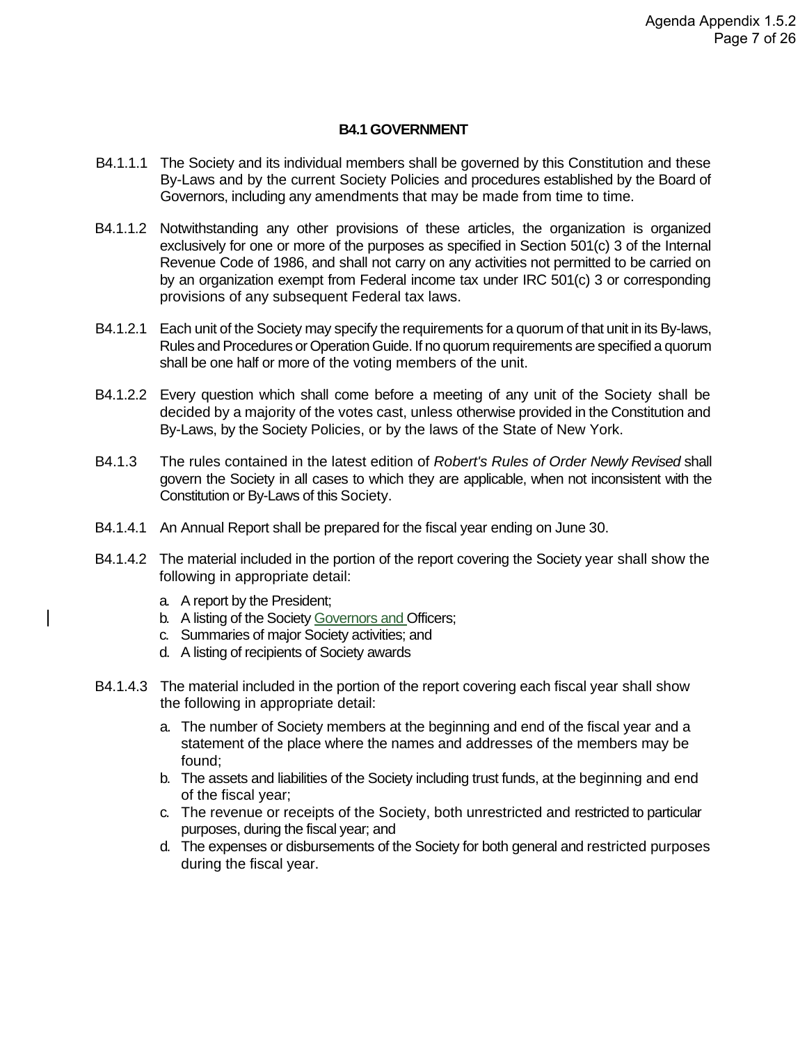## B4.1 GOVERNMENT

B4.1.1.1 The Society and its individual members shall be governed by this Constitution and these By-Laws and by the current Society Policies and procedures established by the Board of Governors, including any amendments that may be made from time to time.

B4.1.1.2 Notwithstanding any other provisions of these articles, the organization is organized exclusively for one or more of the purposes as specified in Section 501(c) 3 of the Internal Revenue Code of 1986, and shall not carry on any activities not permitted to be carried on by an organization exempt from Federal income tax under IRC 501(c) 3 or corresponding provisions of any subsequent Federal tax laws.

B4.1.2.1 Each unit of the Society may specify the requirements for a quorum of that unit in its By-laws, Rules and Procedures or Operation Guide. If no quorum requirements are specified a quorum shall be one half or more of the voting members of the unit.

B4.1.2.2 Every question which shall come before a meeting of any unit of the Society shall be decided by a majority of the votes cast, unless otherwise provided in the Constitution and By-Laws, by the Society Policies, or by the laws of the State of New York.

B4.1.3 The rules contained in the latest edition of *Robert's Rules of Order Newly Revised* shall govern the Society in all cases to which they are applicable, when not inconsistent with the Constitution or By-Laws of this Society.

B4.1.4.1 An Annual Report shall be prepared for the fiscal year ending on June 30.

B4.1.4.2 The material included in the portion of the report covering the Society year shall show the following in appropriate detail:

a. A report by the President;
b. A listing of the Society Governors and Officers;
c. Summaries of major Society activities; and
d. A listing of recipients of Society awards

B4.1.4.3 The material included in the portion of the report covering each fiscal year shall show the following in appropriate detail:

a. The number of Society members at the beginning and end of the fiscal year and a statement of the place where the names and addresses of the members may be found;
b. The assets and liabilities of the Society including trust funds, at the beginning and end of the fiscal year;
c. The revenue or receipts of the Society, both unrestricted and restricted to particular purposes, during the fiscal year; and
d. The expenses or disbursements of the Society for both general and restricted purposes during the fiscal year.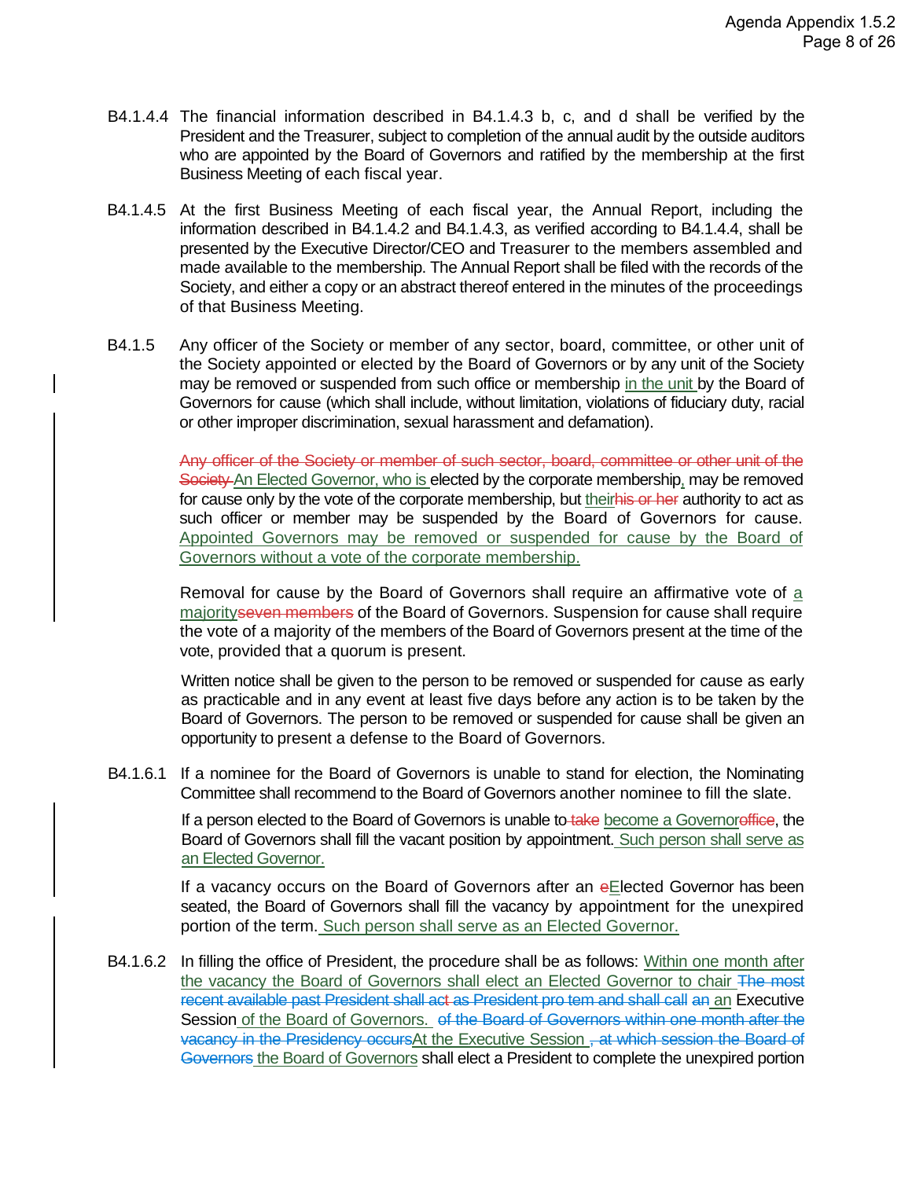B4.1.4.4 The financial information described in B4.1.4.3 b, c, and d shall be verified by the President and the Treasurer, subject to completion of the annual audit by the outside auditors who are appointed by the Board of Governors and ratified by the membership at the first Business Meeting of each fiscal year.

B4.1.4.5 At the first Business Meeting of each fiscal year, the Annual Report, including the information described in B4.1.4.2 and B4.1.4.3, as verified according to B4.1.4.4, shall be presented by the Executive Director/CEO and Treasurer to the members assembled and made available to the membership. The Annual Report shall be filed with the records of the Society, and either a copy or an abstract thereof entered in the minutes of the proceedings of that Business Meeting.

B4.1.5 Any officer of the Society or member of any sector, board, committee, or other unit of the Society appointed or elected by the Board of Governors or by any unit of the Society may be removed or suspended from such office or membership in the unit by the Board of Governors for cause (which shall include, without limitation, violations of fiduciary duty, racial or other improper discrimination, sexual harassment and defamation).

~~Any officer of the Society or member of such sector, board, committee or other unit of the Society~~ An Elected Governor, who is elected by the corporate membership, may be removed for cause only by the vote of the corporate membership, but their~~his or her~~ authority to act as such officer or member may be suspended by the Board of Governors for cause. Appointed Governors may be removed or suspended for cause by the Board of Governors without a vote of the corporate membership.

Removal for cause by the Board of Governors shall require an affirmative vote of a majority~~seven members~~ of the Board of Governors. Suspension for cause shall require the vote of a majority of the members of the Board of Governors present at the time of the vote, provided that a quorum is present.

Written notice shall be given to the person to be removed or suspended for cause as early as practicable and in any event at least five days before any action is to be taken by the Board of Governors. The person to be removed or suspended for cause shall be given an opportunity to present a defense to the Board of Governors.

B4.1.6.1 If a nominee for the Board of Governors is unable to stand for election, the Nominating Committee shall recommend to the Board of Governors another nominee to fill the slate.

If a person elected to the Board of Governors is unable to ~~take~~ become a Governor~~office~~, the Board of Governors shall fill the vacant position by appointment. Such person shall serve as an Elected Governor.

If a vacancy occurs on the Board of Governors after an ~~e~~Elected Governor has been seated, the Board of Governors shall fill the vacancy by appointment for the unexpired portion of the term. Such person shall serve as an Elected Governor.

B4.1.6.2 In filling the office of President, the procedure shall be as follows: Within one month after the vacancy the Board of Governors shall elect an Elected Governor to chair ~~The most recent available past President shall act as President pro tem and shall call an~~ an Executive Session of the Board of Governors. ~~of the Board of Governors within one month after the vacancy in the Presidency occurs~~At the Executive Session ~~, at which session the Board of Governors~~ the Board of Governors shall elect a President to complete the unexpired portion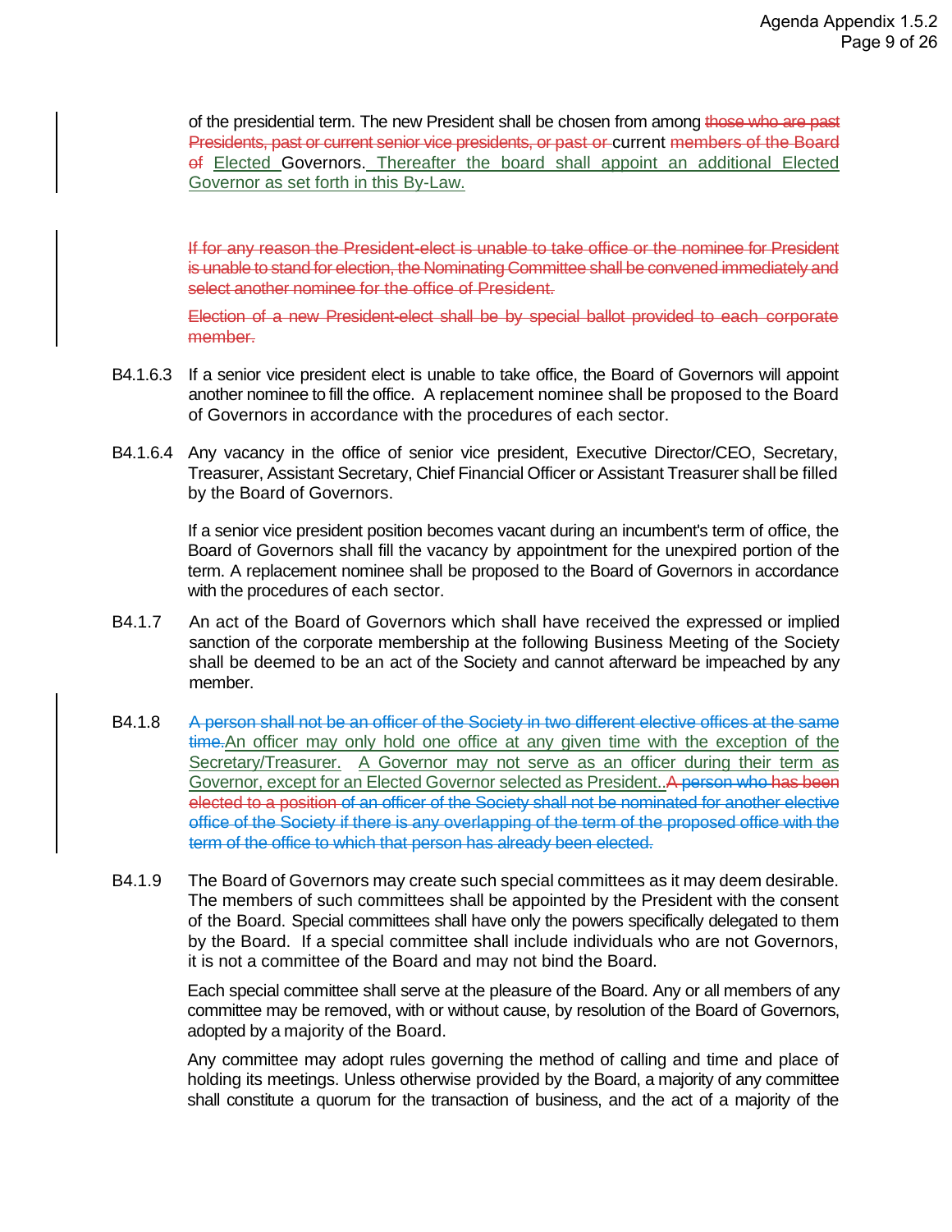of the presidential term. The new President shall be chosen from among ~~those who are past Presidents, past or current senior vice presidents, or past or~~ current ~~members of the Board of~~ Elected Governors. Thereafter the board shall appoint an additional Elected Governor as set forth in this By-Law.

~~If for any reason the President-elect is unable to take office or the nominee for President is unable to stand for election, the Nominating Committee shall be convened immediately and select another nominee for the office of President.~~

~~Election of a new President-elect shall be by special ballot provided to each corporate member.~~

B4.1.6.3 If a senior vice president elect is unable to take office, the Board of Governors will appoint another nominee to fill the office. A replacement nominee shall be proposed to the Board of Governors in accordance with the procedures of each sector.

B4.1.6.4 Any vacancy in the office of senior vice president, Executive Director/CEO, Secretary, Treasurer, Assistant Secretary, Chief Financial Officer or Assistant Treasurer shall be filled by the Board of Governors.

If a senior vice president position becomes vacant during an incumbent's term of office, the Board of Governors shall fill the vacancy by appointment for the unexpired portion of the term. A replacement nominee shall be proposed to the Board of Governors in accordance with the procedures of each sector.

B4.1.7 An act of the Board of Governors which shall have received the expressed or implied sanction of the corporate membership at the following Business Meeting of the Society shall be deemed to be an act of the Society and cannot afterward be impeached by any member.

B4.1.8 ~~A person shall not be an officer of the Society in two different elective offices at the same time.~~ An officer may only hold one office at any given time with the exception of the Secretary/Treasurer. A Governor may not serve as an officer during their term as Governor, except for an Elected Governor selected as President.. ~~A person who has been elected to a position of an officer of the Society shall not be nominated for another elective office of the Society if there is any overlapping of the term of the proposed office with the term of the office to which that person has already been elected.~~

B4.1.9 The Board of Governors may create such special committees as it may deem desirable. The members of such committees shall be appointed by the President with the consent of the Board. Special committees shall have only the powers specifically delegated to them by the Board. If a special committee shall include individuals who are not Governors, it is not a committee of the Board and may not bind the Board.

Each special committee shall serve at the pleasure of the Board. Any or all members of any committee may be removed, with or without cause, by resolution of the Board of Governors, adopted by a majority of the Board.

Any committee may adopt rules governing the method of calling and time and place of holding its meetings. Unless otherwise provided by the Board, a majority of any committee shall constitute a quorum for the transaction of business, and the act of a majority of the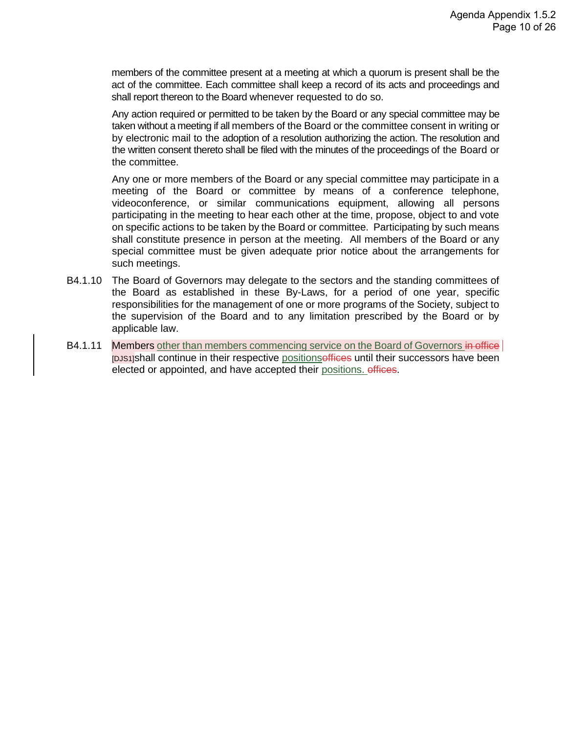members of the committee present at a meeting at which a quorum is present shall be the act of the committee. Each committee shall keep a record of its acts and proceedings and shall report thereon to the Board whenever requested to do so.

Any action required or permitted to be taken by the Board or any special committee may be taken without a meeting if all members of the Board or the committee consent in writing or by electronic mail to the adoption of a resolution authorizing the action. The resolution and the written consent thereto shall be filed with the minutes of the proceedings of the Board or the committee.

Any one or more members of the Board or any special committee may participate in a meeting of the Board or committee by means of a conference telephone, videoconference, or similar communications equipment, allowing all persons participating in the meeting to hear each other at the time, propose, object to and vote on specific actions to be taken by the Board or committee. Participating by such means shall constitute presence in person at the meeting. All members of the Board or any special committee must be given adequate prior notice about the arrangements for such meetings.

B4.1.10 The Board of Governors may delegate to the sectors and the standing committees of the Board as established in these By-Laws, for a period of one year, specific responsibilities for the management of one or more programs of the Society, subject to the supervision of the Board and to any limitation prescribed by the Board or by applicable law.

B4.1.11 Members other than members commencing service on the Board of Governors ~~in office~~ [DJS1] shall continue in their respective positions~~offices~~ until their successors have been elected or appointed, and have accepted their positions. ~~offices~~.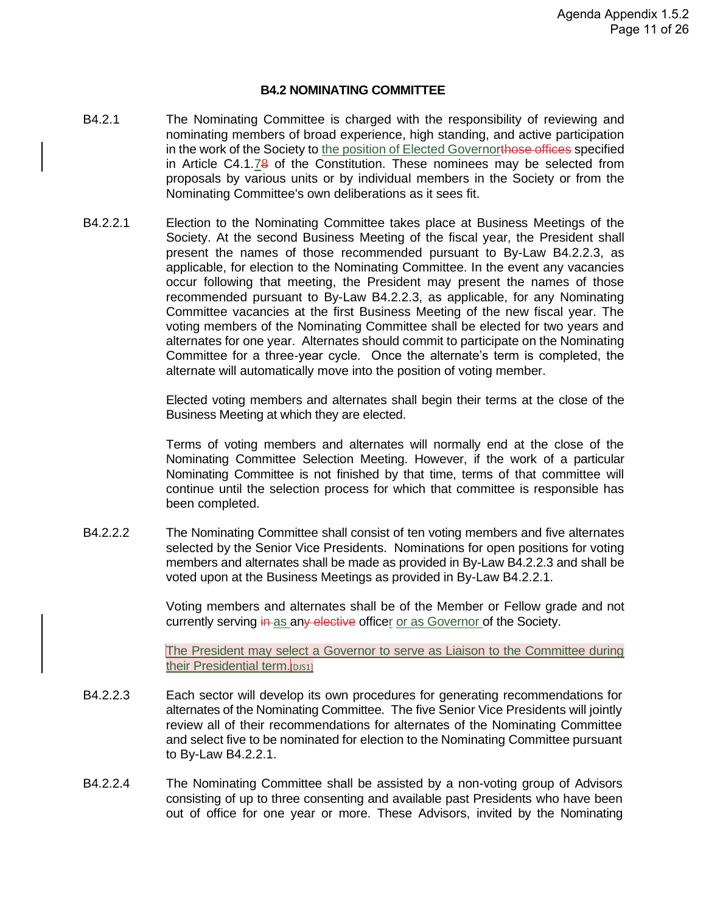**B4.2 NOMINATING COMMITTEE**

B4.2.1 The Nominating Committee is charged with the responsibility of reviewing and nominating members of broad experience, high standing, and active participation in the work of the Society to the position of Elected Governor~~those offices~~ specified in Article C4.1.7~~8~~ of the Constitution. These nominees may be selected from proposals by various units or by individual members in the Society or from the Nominating Committee's own deliberations as it sees fit.

B4.2.2.1 Election to the Nominating Committee takes place at Business Meetings of the Society. At the second Business Meeting of the fiscal year, the President shall present the names of those recommended pursuant to By-Law B4.2.2.3, as applicable, for election to the Nominating Committee. In the event any vacancies occur following that meeting, the President may present the names of those recommended pursuant to By-Law B4.2.2.3, as applicable, for any Nominating Committee vacancies at the first Business Meeting of the new fiscal year. The voting members of the Nominating Committee shall be elected for two years and alternates for one year. Alternates should commit to participate on the Nominating Committee for a three-year cycle. Once the alternate's term is completed, the alternate will automatically move into the position of voting member.

Elected voting members and alternates shall begin their terms at the close of the Business Meeting at which they are elected.

Terms of voting members and alternates will normally end at the close of the Nominating Committee Selection Meeting. However, if the work of a particular Nominating Committee is not finished by that time, terms of that committee will continue until the selection process for which that committee is responsible has been completed.

B4.2.2.2 The Nominating Committee shall consist of ten voting members and five alternates selected by the Senior Vice Presidents. Nominations for open positions for voting members and alternates shall be made as provided in By-Law B4.2.2.3 and shall be voted upon at the Business Meetings as provided in By-Law B4.2.2.1.

Voting members and alternates shall be of the Member or Fellow grade and not currently serving ~~in~~ as an~~y elective~~ officer or as Governor of the Society.

The President may select a Governor to serve as Liaison to the Committee during their Presidential term.[DJS1]

B4.2.2.3 Each sector will develop its own procedures for generating recommendations for alternates of the Nominating Committee. The five Senior Vice Presidents will jointly review all of their recommendations for alternates of the Nominating Committee and select five to be nominated for election to the Nominating Committee pursuant to By-Law B4.2.2.1.

B4.2.2.4 The Nominating Committee shall be assisted by a non-voting group of Advisors consisting of up to three consenting and available past Presidents who have been out of office for one year or more. These Advisors, invited by the Nominating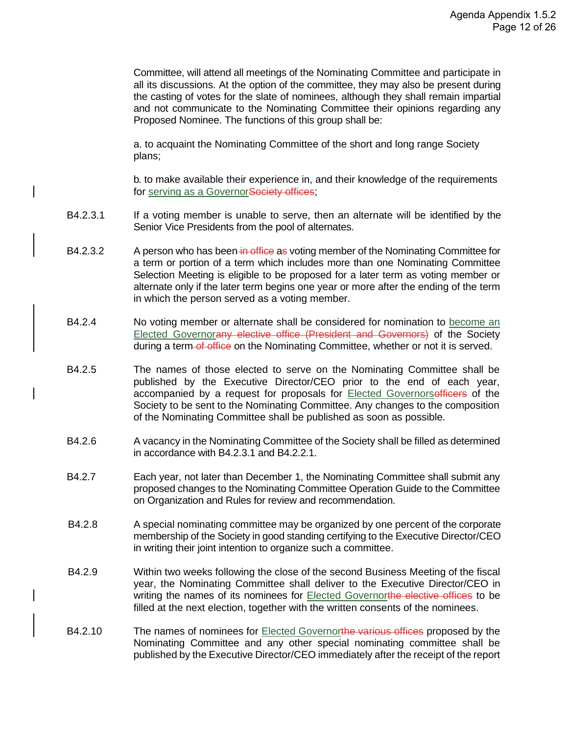Committee, will attend all meetings of the Nominating Committee and participate in all its discussions. At the option of the committee, they may also be present during the casting of votes for the slate of nominees, although they shall remain impartial and not communicate to the Nominating Committee their opinions regarding any Proposed Nominee. The functions of this group shall be:

a. to acquaint the Nominating Committee of the short and long range Society plans;

b. to make available their experience in, and their knowledge of the requirements for serving as a Governor~~Society offices~~;

B4.2.3.1 If a voting member is unable to serve, then an alternate will be identified by the Senior Vice Presidents from the pool of alternates.

B4.2.3.2 A person who has been ~~in office~~ a~~s~~ voting member of the Nominating Committee for a term or portion of a term which includes more than one Nominating Committee Selection Meeting is eligible to be proposed for a later term as voting member or alternate only if the later term begins one year or more after the ending of the term in which the person served as a voting member.

B4.2.4 No voting member or alternate shall be considered for nomination to become an Elected Governor~~any elective office (President and Governors)~~ of the Society during a term ~~of office~~ on the Nominating Committee, whether or not it is served.

B4.2.5 The names of those elected to serve on the Nominating Committee shall be published by the Executive Director/CEO prior to the end of each year, accompanied by a request for proposals for Elected Governors~~officers~~ of the Society to be sent to the Nominating Committee. Any changes to the composition of the Nominating Committee shall be published as soon as possible.

B4.2.6 A vacancy in the Nominating Committee of the Society shall be filled as determined in accordance with B4.2.3.1 and B4.2.2.1.

B4.2.7 Each year, not later than December 1, the Nominating Committee shall submit any proposed changes to the Nominating Committee Operation Guide to the Committee on Organization and Rules for review and recommendation.

B4.2.8 A special nominating committee may be organized by one percent of the corporate membership of the Society in good standing certifying to the Executive Director/CEO in writing their joint intention to organize such a committee.

B4.2.9 Within two weeks following the close of the second Business Meeting of the fiscal year, the Nominating Committee shall deliver to the Executive Director/CEO in writing the names of its nominees for Elected Governor~~the elective offices~~ to be filled at the next election, together with the written consents of the nominees.

B4.2.10 The names of nominees for Elected Governor~~the various offices~~ proposed by the Nominating Committee and any other special nominating committee shall be published by the Executive Director/CEO immediately after the receipt of the report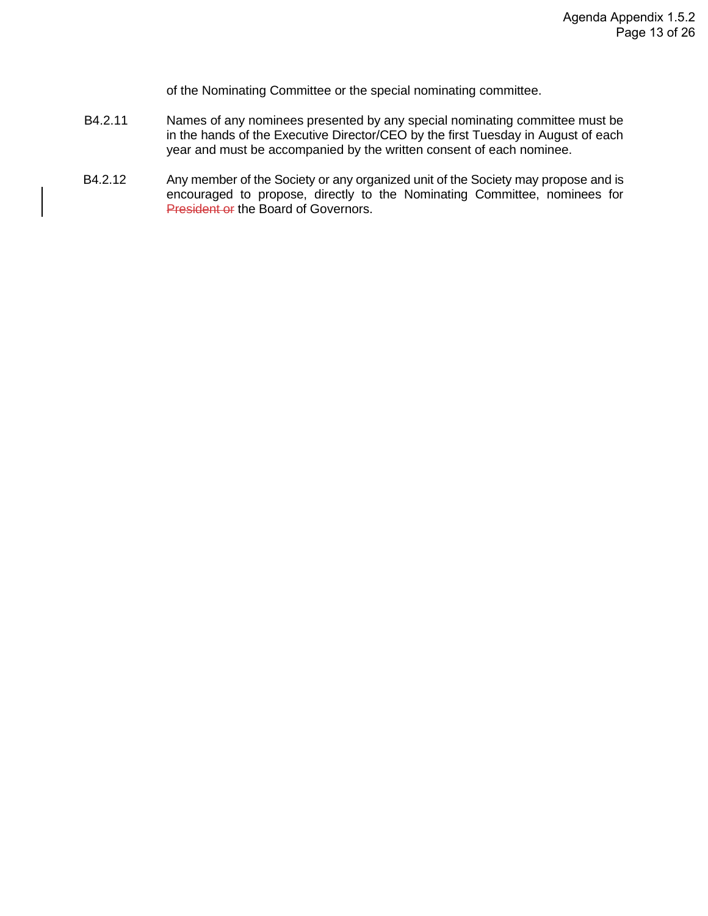of the Nominating Committee or the special nominating committee.

B4.2.11 Names of any nominees presented by any special nominating committee must be in the hands of the Executive Director/CEO by the first Tuesday in August of each year and must be accompanied by the written consent of each nominee.

B4.2.12 Any member of the Society or any organized unit of the Society may propose and is encouraged to propose, directly to the Nominating Committee, nominees for ~~President or~~ the Board of Governors.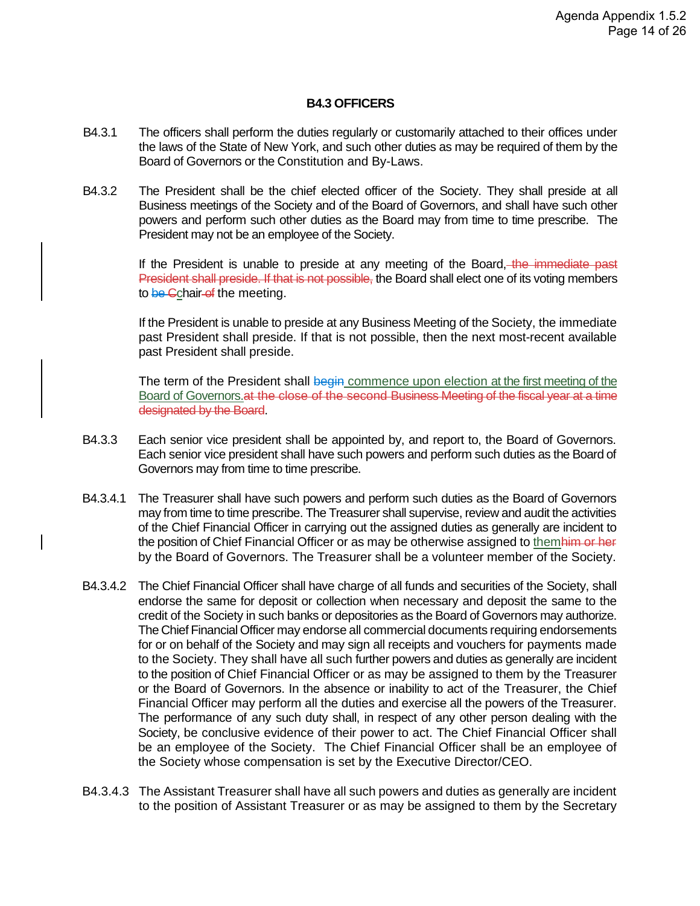### B4.3 OFFICERS

B4.3.1 The officers shall perform the duties regularly or customarily attached to their offices under the laws of the State of New York, and such other duties as may be required of them by the Board of Governors or the Constitution and By-Laws.

B4.3.2 The President shall be the chief elected officer of the Society. They shall preside at all Business meetings of the Society and of the Board of Governors, and shall have such other powers and perform such other duties as the Board may from time to time prescribe. The President may not be an employee of the Society.

If the President is unable to preside at any meeting of the Board,~~ the immediate past President shall preside. If that is not possible,~~ the Board shall elect one of its voting members to ~~be C~~chair~~ of~~ the meeting.

If the President is unable to preside at any Business Meeting of the Society, the immediate past President shall preside. If that is not possible, then the next most-recent available past President shall preside.

The term of the President shall ~~begin~~ commence upon election at the first meeting of the Board of Governors.~~at the close of the second Business Meeting of the fiscal year at a time designated by the Board~~.

B4.3.3 Each senior vice president shall be appointed by, and report to, the Board of Governors. Each senior vice president shall have such powers and perform such duties as the Board of Governors may from time to time prescribe.

B4.3.4.1 The Treasurer shall have such powers and perform such duties as the Board of Governors may from time to time prescribe. The Treasurer shall supervise, review and audit the activities of the Chief Financial Officer in carrying out the assigned duties as generally are incident to the position of Chief Financial Officer or as may be otherwise assigned to them~~him or her~~ by the Board of Governors. The Treasurer shall be a volunteer member of the Society.

B4.3.4.2 The Chief Financial Officer shall have charge of all funds and securities of the Society, shall endorse the same for deposit or collection when necessary and deposit the same to the credit of the Society in such banks or depositories as the Board of Governors may authorize. The Chief Financial Officer may endorse all commercial documents requiring endorsements for or on behalf of the Society and may sign all receipts and vouchers for payments made to the Society. They shall have all such further powers and duties as generally are incident to the position of Chief Financial Officer or as may be assigned to them by the Treasurer or the Board of Governors. In the absence or inability to act of the Treasurer, the Chief Financial Officer may perform all the duties and exercise all the powers of the Treasurer. The performance of any such duty shall, in respect of any other person dealing with the Society, be conclusive evidence of their power to act. The Chief Financial Officer shall be an employee of the Society. The Chief Financial Officer shall be an employee of the Society whose compensation is set by the Executive Director/CEO.

B4.3.4.3 The Assistant Treasurer shall have all such powers and duties as generally are incident to the position of Assistant Treasurer or as may be assigned to them by the Secretary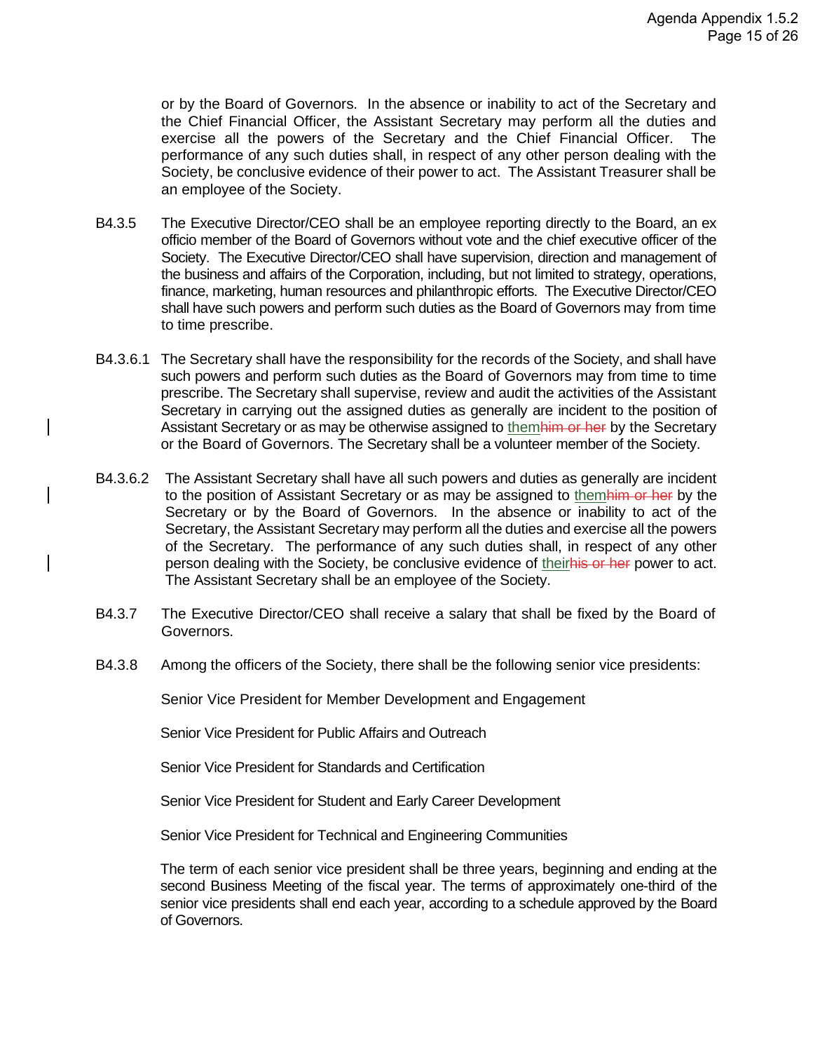or by the Board of Governors. In the absence or inability to act of the Secretary and the Chief Financial Officer, the Assistant Secretary may perform all the duties and exercise all the powers of the Secretary and the Chief Financial Officer. The performance of any such duties shall, in respect of any other person dealing with the Society, be conclusive evidence of their power to act. The Assistant Treasurer shall be an employee of the Society.

B4.3.5 The Executive Director/CEO shall be an employee reporting directly to the Board, an ex officio member of the Board of Governors without vote and the chief executive officer of the Society. The Executive Director/CEO shall have supervision, direction and management of the business and affairs of the Corporation, including, but not limited to strategy, operations, finance, marketing, human resources and philanthropic efforts. The Executive Director/CEO shall have such powers and perform such duties as the Board of Governors may from time to time prescribe.

B4.3.6.1 The Secretary shall have the responsibility for the records of the Society, and shall have such powers and perform such duties as the Board of Governors may from time to time prescribe. The Secretary shall supervise, review and audit the activities of the Assistant Secretary in carrying out the assigned duties as generally are incident to the position of Assistant Secretary or as may be otherwise assigned to them~~him or her~~ by the Secretary or the Board of Governors. The Secretary shall be a volunteer member of the Society.

B4.3.6.2 The Assistant Secretary shall have all such powers and duties as generally are incident to the position of Assistant Secretary or as may be assigned to them~~him or her~~ by the Secretary or by the Board of Governors. In the absence or inability to act of the Secretary, the Assistant Secretary may perform all the duties and exercise all the powers of the Secretary. The performance of any such duties shall, in respect of any other person dealing with the Society, be conclusive evidence of their~~his or her~~ power to act. The Assistant Secretary shall be an employee of the Society.

B4.3.7 The Executive Director/CEO shall receive a salary that shall be fixed by the Board of Governors.

B4.3.8 Among the officers of the Society, there shall be the following senior vice presidents:

Senior Vice President for Member Development and Engagement

Senior Vice President for Public Affairs and Outreach

Senior Vice President for Standards and Certification

Senior Vice President for Student and Early Career Development

Senior Vice President for Technical and Engineering Communities

The term of each senior vice president shall be three years, beginning and ending at the second Business Meeting of the fiscal year. The terms of approximately one-third of the senior vice presidents shall end each year, according to a schedule approved by the Board of Governors.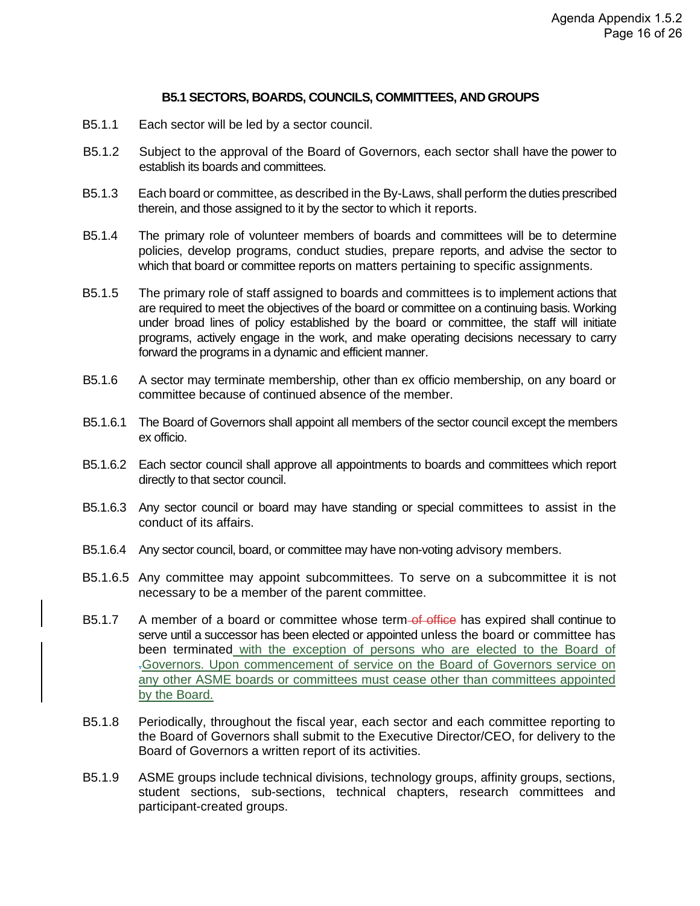### B5.1 SECTORS, BOARDS, COUNCILS, COMMITTEES, AND GROUPS

B5.1.1 Each sector will be led by a sector council.

B5.1.2 Subject to the approval of the Board of Governors, each sector shall have the power to establish its boards and committees.

B5.1.3 Each board or committee, as described in the By-Laws, shall perform the duties prescribed therein, and those assigned to it by the sector to which it reports.

B5.1.4 The primary role of volunteer members of boards and committees will be to determine policies, develop programs, conduct studies, prepare reports, and advise the sector to which that board or committee reports on matters pertaining to specific assignments.

B5.1.5 The primary role of staff assigned to boards and committees is to implement actions that are required to meet the objectives of the board or committee on a continuing basis. Working under broad lines of policy established by the board or committee, the staff will initiate programs, actively engage in the work, and make operating decisions necessary to carry forward the programs in a dynamic and efficient manner.

B5.1.6 A sector may terminate membership, other than ex officio membership, on any board or committee because of continued absence of the member.

B5.1.6.1 The Board of Governors shall appoint all members of the sector council except the members ex officio.

B5.1.6.2 Each sector council shall approve all appointments to boards and committees which report directly to that sector council.

B5.1.6.3 Any sector council or board may have standing or special committees to assist in the conduct of its affairs.

B5.1.6.4 Any sector council, board, or committee may have non-voting advisory members.

B5.1.6.5 Any committee may appoint subcommittees. To serve on a subcommittee it is not necessary to be a member of the parent committee.

B5.1.7 A member of a board or committee whose term ~~of office~~ has expired shall continue to serve until a successor has been elected or appointed unless the board or committee has been terminated with the exception of persons who are elected to the Board of Governors. Upon commencement of service on the Board of Governors service on any other ASME boards or committees must cease other than committees appointed by the Board.

B5.1.8 Periodically, throughout the fiscal year, each sector and each committee reporting to the Board of Governors shall submit to the Executive Director/CEO, for delivery to the Board of Governors a written report of its activities.

B5.1.9 ASME groups include technical divisions, technology groups, affinity groups, sections, student sections, sub-sections, technical chapters, research committees and participant-created groups.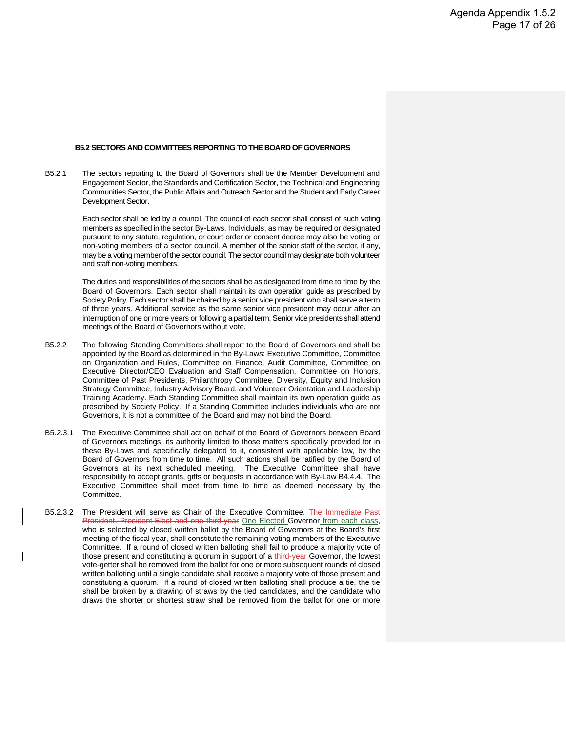**B5.2 SECTORS AND COMMITTEES REPORTING TO THE BOARD OF GOVERNORS**

B5.2.1 The sectors reporting to the Board of Governors shall be the Member Development and Engagement Sector, the Standards and Certification Sector, the Technical and Engineering Communities Sector, the Public Affairs and Outreach Sector and the Student and Early Career Development Sector.

Each sector shall be led by a council. The council of each sector shall consist of such voting members as specified in the sector By-Laws. Individuals, as may be required or designated pursuant to any statute, regulation, or court order or consent decree may also be voting or non-voting members of a sector council. A member of the senior staff of the sector, if any, may be a voting member of the sector council. The sector council may designate both volunteer and staff non-voting members.

The duties and responsibilities of the sectors shall be as designated from time to time by the Board of Governors. Each sector shall maintain its own operation guide as prescribed by Society Policy. Each sector shall be chaired by a senior vice president who shall serve a term of three years. Additional service as the same senior vice president may occur after an interruption of one or more years or following a partial term. Senior vice presidents shall attend meetings of the Board of Governors without vote.

B5.2.2 The following Standing Committees shall report to the Board of Governors and shall be appointed by the Board as determined in the By-Laws: Executive Committee, Committee on Organization and Rules, Committee on Finance, Audit Committee, Committee on Executive Director/CEO Evaluation and Staff Compensation, Committee on Honors, Committee of Past Presidents, Philanthropy Committee, Diversity, Equity and Inclusion Strategy Committee, Industry Advisory Board, and Volunteer Orientation and Leadership Training Academy. Each Standing Committee shall maintain its own operation guide as prescribed by Society Policy. If a Standing Committee includes individuals who are not Governors, it is not a committee of the Board and may not bind the Board.

B5.2.3.1 The Executive Committee shall act on behalf of the Board of Governors between Board of Governors meetings, its authority limited to those matters specifically provided for in these By-Laws and specifically delegated to it, consistent with applicable law, by the Board of Governors from time to time. All such actions shall be ratified by the Board of Governors at its next scheduled meeting. The Executive Committee shall have responsibility to accept grants, gifts or bequests in accordance with By-Law B4.4.4. The Executive Committee shall meet from time to time as deemed necessary by the Committee.

B5.2.3.2 The President will serve as Chair of the Executive Committee. ~~The Immediate Past President, President-Elect and one third-year~~ One Elected Governor from each class, who is selected by closed written ballot by the Board of Governors at the Board's first meeting of the fiscal year, shall constitute the remaining voting members of the Executive Committee. If a round of closed written balloting shall fail to produce a majority vote of those present and constituting a quorum in support of a ~~third-year~~ Governor, the lowest vote-getter shall be removed from the ballot for one or more subsequent rounds of closed written balloting until a single candidate shall receive a majority vote of those present and constituting a quorum. If a round of closed written balloting shall produce a tie, the tie shall be broken by a drawing of straws by the tied candidates, and the candidate who draws the shorter or shortest straw shall be removed from the ballot for one or more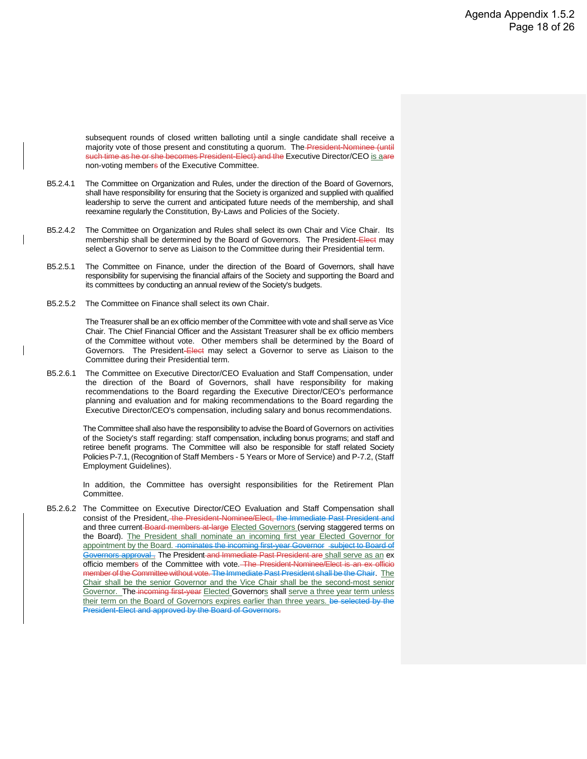subsequent rounds of closed written balloting until a single candidate shall receive a majority vote of those present and constituting a quorum. The ~~President-Nominee (until such time as he or she becomes President-Elect) and the~~ Executive Director/CEO is a~~are~~ non-voting member~~s~~ of the Executive Committee.

B5.2.4.1 The Committee on Organization and Rules, under the direction of the Board of Governors, shall have responsibility for ensuring that the Society is organized and supplied with qualified leadership to serve the current and anticipated future needs of the membership, and shall reexamine regularly the Constitution, By-Laws and Policies of the Society.

B5.2.4.2 The Committee on Organization and Rules shall select its own Chair and Vice Chair. Its membership shall be determined by the Board of Governors. The President~~-Elect~~ may select a Governor to serve as Liaison to the Committee during their Presidential term.

B5.2.5.1 The Committee on Finance, under the direction of the Board of Governors, shall have responsibility for supervising the financial affairs of the Society and supporting the Board and its committees by conducting an annual review of the Society's budgets.

B5.2.5.2 The Committee on Finance shall select its own Chair.

The Treasurer shall be an ex officio member of the Committee with vote and shall serve as Vice Chair. The Chief Financial Officer and the Assistant Treasurer shall be ex officio members of the Committee without vote. Other members shall be determined by the Board of Governors. The President~~-Elect~~ may select a Governor to serve as Liaison to the Committee during their Presidential term.

B5.2.6.1 The Committee on Executive Director/CEO Evaluation and Staff Compensation, under the direction of the Board of Governors, shall have responsibility for making recommendations to the Board regarding the Executive Director/CEO's performance planning and evaluation and for making recommendations to the Board regarding the Executive Director/CEO's compensation, including salary and bonus recommendations.

The Committee shall also have the responsibility to advise the Board of Governors on activities of the Society's staff regarding: staff compensation, including bonus programs; and staff and retiree benefit programs. The Committee will also be responsible for staff related Society Policies P-7.1, (Recognition of Staff Members - 5 Years or More of Service) and P-7.2, (Staff Employment Guidelines).

In addition, the Committee has oversight responsibilities for the Retirement Plan Committee.

B5.2.6.2 The Committee on Executive Director/CEO Evaluation and Staff Compensation shall consist of the President, ~~the President-Nominee/Elect, the Immediate Past President and~~ and three current ~~Board members at-large~~ Elected Governors (serving staggered terms on the Board). The President shall nominate an incoming first year Elected Governor for appointment by the Board. ~~nominates the incoming first-year Governor subject to Board of Governors approval~~ . The President ~~and Immediate Past President are~~ shall serve as an ex officio member~~s~~ of the Committee with vote. ~~The President-Nominee/Elect is an ex officio member of the Committee without vote. The Immediate Past President shall be the Chair~~. The Chair shall be the senior Governor and the Vice Chair shall be the second-most senior Governor. The ~~incoming first-year~~ Elected Governors shall serve a three year term unless their term on the Board of Governors expires earlier than three years. ~~be selected by the President-Elect and approved by the Board of Governors~~.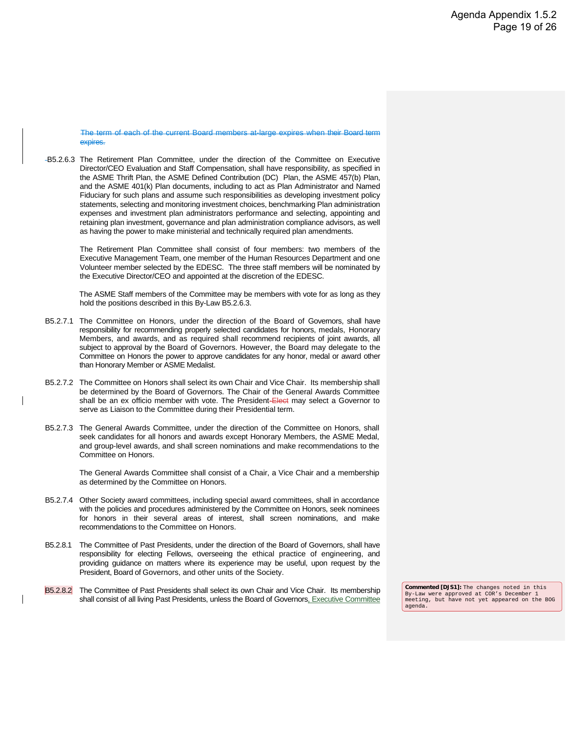~~The term of each of the current Board members at-large expires when their Board term expires.~~

B5.2.6.3 The Retirement Plan Committee, under the direction of the Committee on Executive Director/CEO Evaluation and Staff Compensation, shall have responsibility, as specified in the ASME Thrift Plan, the ASME Defined Contribution (DC) Plan, the ASME 457(b) Plan, and the ASME 401(k) Plan documents, including to act as Plan Administrator and Named Fiduciary for such plans and assume such responsibilities as developing investment policy statements, selecting and monitoring investment choices, benchmarking Plan administration expenses and investment plan administrators performance and selecting, appointing and retaining plan investment, governance and plan administration compliance advisors, as well as having the power to make ministerial and technically required plan amendments.

The Retirement Plan Committee shall consist of four members: two members of the Executive Management Team, one member of the Human Resources Department and one Volunteer member selected by the EDESC. The three staff members will be nominated by the Executive Director/CEO and appointed at the discretion of the EDESC.

The ASME Staff members of the Committee may be members with vote for as long as they hold the positions described in this By-Law B5.2.6.3.

B5.2.7.1 The Committee on Honors, under the direction of the Board of Governors, shall have responsibility for recommending properly selected candidates for honors, medals, Honorary Members, and awards, and as required shall recommend recipients of joint awards, all subject to approval by the Board of Governors. However, the Board may delegate to the Committee on Honors the power to approve candidates for any honor, medal or award other than Honorary Member or ASME Medalist.

B5.2.7.2 The Committee on Honors shall select its own Chair and Vice Chair. Its membership shall be determined by the Board of Governors. The Chair of the General Awards Committee shall be an ex officio member with vote. The President ~~-Elect~~ may select a Governor to serve as Liaison to the Committee during their Presidential term.

B5.2.7.3 The General Awards Committee, under the direction of the Committee on Honors, shall seek candidates for all honors and awards except Honorary Members, the ASME Medal, and group-level awards, and shall screen nominations and make recommendations to the Committee on Honors.

The General Awards Committee shall consist of a Chair, a Vice Chair and a membership as determined by the Committee on Honors.

B5.2.7.4 Other Society award committees, including special award committees, shall in accordance with the policies and procedures administered by the Committee on Honors, seek nominees for honors in their several areas of interest, shall screen nominations, and make recommendations to the Committee on Honors.

B5.2.8.1 The Committee of Past Presidents, under the direction of the Board of Governors, shall have responsibility for electing Fellows, overseeing the ethical practice of engineering, and providing guidance on matters where its experience may be useful, upon request by the President, Board of Governors, and other units of the Society.

B5.2.8.2 The Committee of Past Presidents shall select its own Chair and Vice Chair. Its membership shall consist of all living Past Presidents, unless the Board of Governors, Executive Committee

**Commented [DJS1]:** The changes noted in this By-Law were approved at COR's December 1 meeting, but have not yet appeared on the BOG agenda.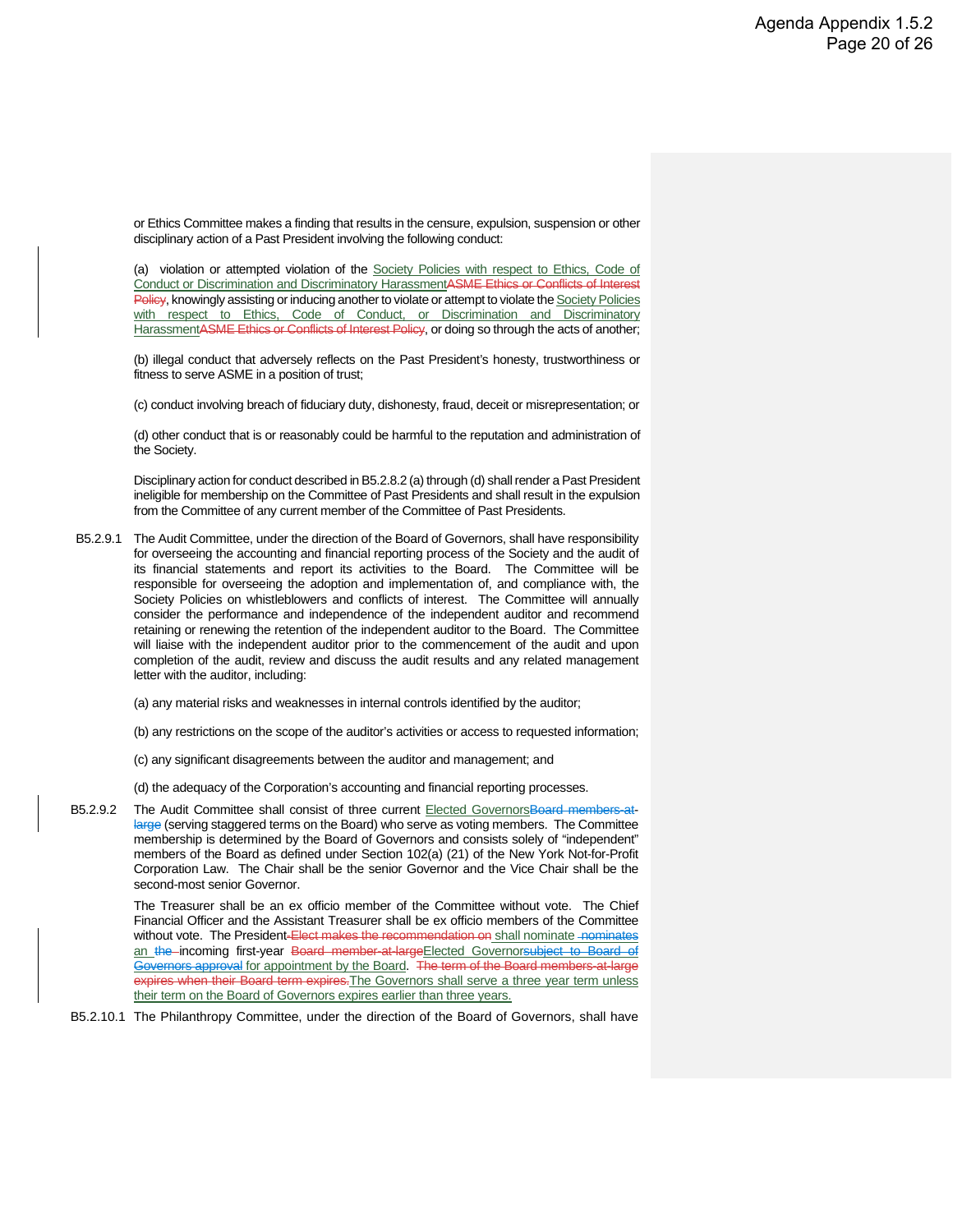or Ethics Committee makes a finding that results in the censure, expulsion, suspension or other disciplinary action of a Past President involving the following conduct:

(a) violation or attempted violation of the Society Policies with respect to Ethics, Code of Conduct or Discrimination and Discriminatory Harassment~~ASME Ethics or Conflicts of Interest Policy~~, knowingly assisting or inducing another to violate or attempt to violate the Society Policies with respect to Ethics, Code of Conduct, or Discrimination and Discriminatory Harassment~~ASME Ethics or Conflicts of Interest Policy~~, or doing so through the acts of another;

(b) illegal conduct that adversely reflects on the Past President's honesty, trustworthiness or fitness to serve ASME in a position of trust;

(c) conduct involving breach of fiduciary duty, dishonesty, fraud, deceit or misrepresentation; or

(d) other conduct that is or reasonably could be harmful to the reputation and administration of the Society.

Disciplinary action for conduct described in B5.2.8.2 (a) through (d) shall render a Past President ineligible for membership on the Committee of Past Presidents and shall result in the expulsion from the Committee of any current member of the Committee of Past Presidents.

B5.2.9.1 The Audit Committee, under the direction of the Board of Governors, shall have responsibility for overseeing the accounting and financial reporting process of the Society and the audit of its financial statements and report its activities to the Board. The Committee will be responsible for overseeing the adoption and implementation of, and compliance with, the Society Policies on whistleblowers and conflicts of interest. The Committee will annually consider the performance and independence of the independent auditor and recommend retaining or renewing the retention of the independent auditor to the Board. The Committee will liaise with the independent auditor prior to the commencement of the audit and upon completion of the audit, review and discuss the audit results and any related management letter with the auditor, including:

(a) any material risks and weaknesses in internal controls identified by the auditor;

(b) any restrictions on the scope of the auditor's activities or access to requested information;

(c) any significant disagreements between the auditor and management; and

(d) the adequacy of the Corporation's accounting and financial reporting processes.

B5.2.9.2 The Audit Committee shall consist of three current Elected Governors~~Board members-at-large~~ (serving staggered terms on the Board) who serve as voting members. The Committee membership is determined by the Board of Governors and consists solely of "independent" members of the Board as defined under Section 102(a) (21) of the New York Not-for-Profit Corporation Law. The Chair shall be the senior Governor and the Vice Chair shall be the second-most senior Governor.

The Treasurer shall be an ex officio member of the Committee without vote. The Chief Financial Officer and the Assistant Treasurer shall be ex officio members of the Committee without vote. The President ~~Elect makes the recommendation on~~ shall nominate ~~nominates~~ an ~~the~~ incoming first-year ~~Board member-at-large~~Elected Governor~~subject to Board of Governors approval~~ for appointment by the Board. ~~The term of the Board members-at-large expires when their Board term expires.~~The Governors shall serve a three year term unless their term on the Board of Governors expires earlier than three years.

B5.2.10.1 The Philanthropy Committee, under the direction of the Board of Governors, shall have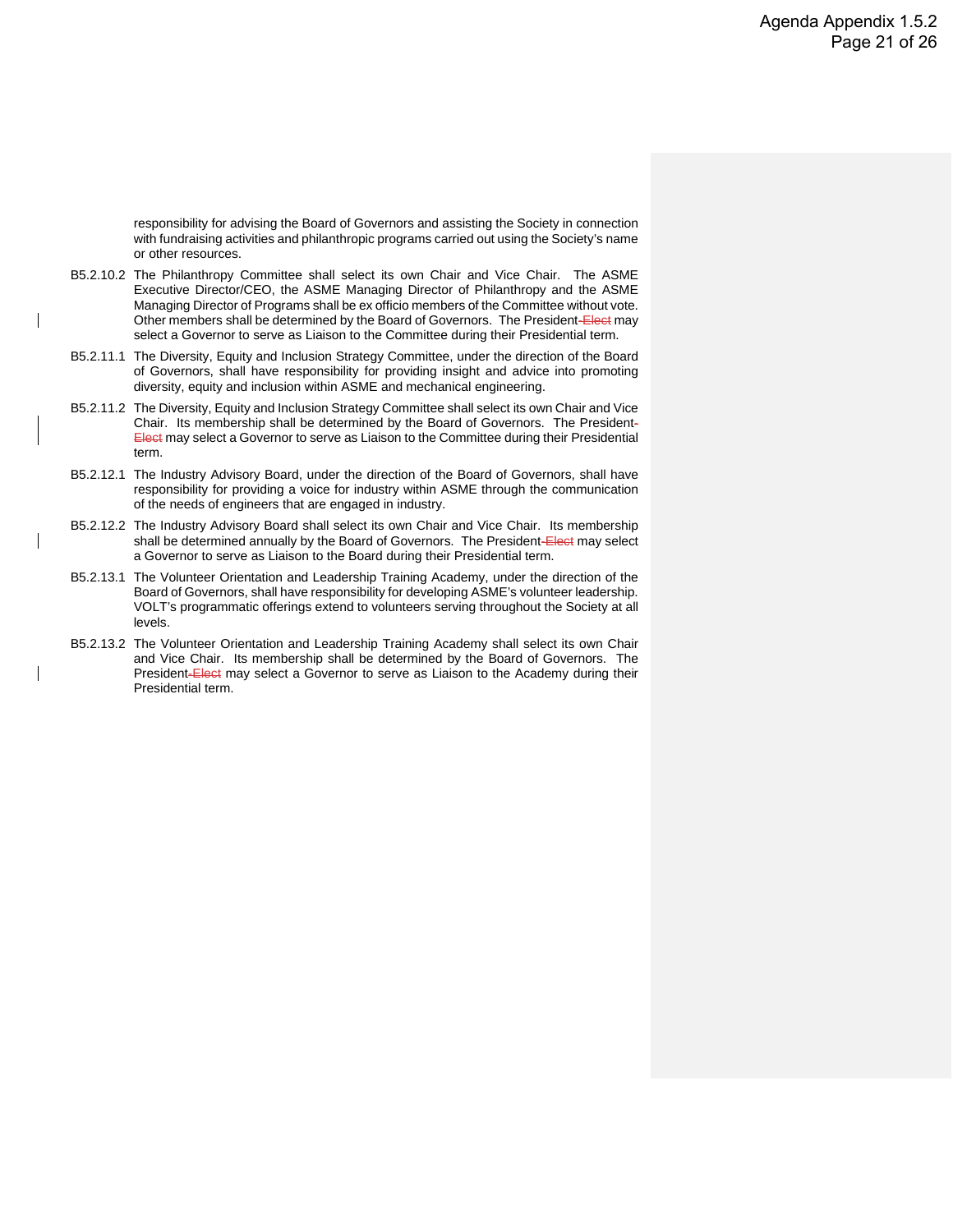responsibility for advising the Board of Governors and assisting the Society in connection with fundraising activities and philanthropic programs carried out using the Society's name or other resources.

B5.2.10.2 The Philanthropy Committee shall select its own Chair and Vice Chair. The ASME Executive Director/CEO, the ASME Managing Director of Philanthropy and the ASME Managing Director of Programs shall be ex officio members of the Committee without vote. Other members shall be determined by the Board of Governors. The President ~~-Elect~~ may select a Governor to serve as Liaison to the Committee during their Presidential term.

B5.2.11.1 The Diversity, Equity and Inclusion Strategy Committee, under the direction of the Board of Governors, shall have responsibility for providing insight and advice into promoting diversity, equity and inclusion within ASME and mechanical engineering.

B5.2.11.2 The Diversity, Equity and Inclusion Strategy Committee shall select its own Chair and Vice Chair. Its membership shall be determined by the Board of Governors. The President ~~-Elect~~ may select a Governor to serve as Liaison to the Committee during their Presidential term.

B5.2.12.1 The Industry Advisory Board, under the direction of the Board of Governors, shall have responsibility for providing a voice for industry within ASME through the communication of the needs of engineers that are engaged in industry.

B5.2.12.2 The Industry Advisory Board shall select its own Chair and Vice Chair. Its membership shall be determined annually by the Board of Governors. The President ~~-Elect~~ may select a Governor to serve as Liaison to the Board during their Presidential term.

B5.2.13.1 The Volunteer Orientation and Leadership Training Academy, under the direction of the Board of Governors, shall have responsibility for developing ASME's volunteer leadership. VOLT's programmatic offerings extend to volunteers serving throughout the Society at all levels.

B5.2.13.2 The Volunteer Orientation and Leadership Training Academy shall select its own Chair and Vice Chair. Its membership shall be determined by the Board of Governors. The President ~~-Elect~~ may select a Governor to serve as Liaison to the Academy during their Presidential term.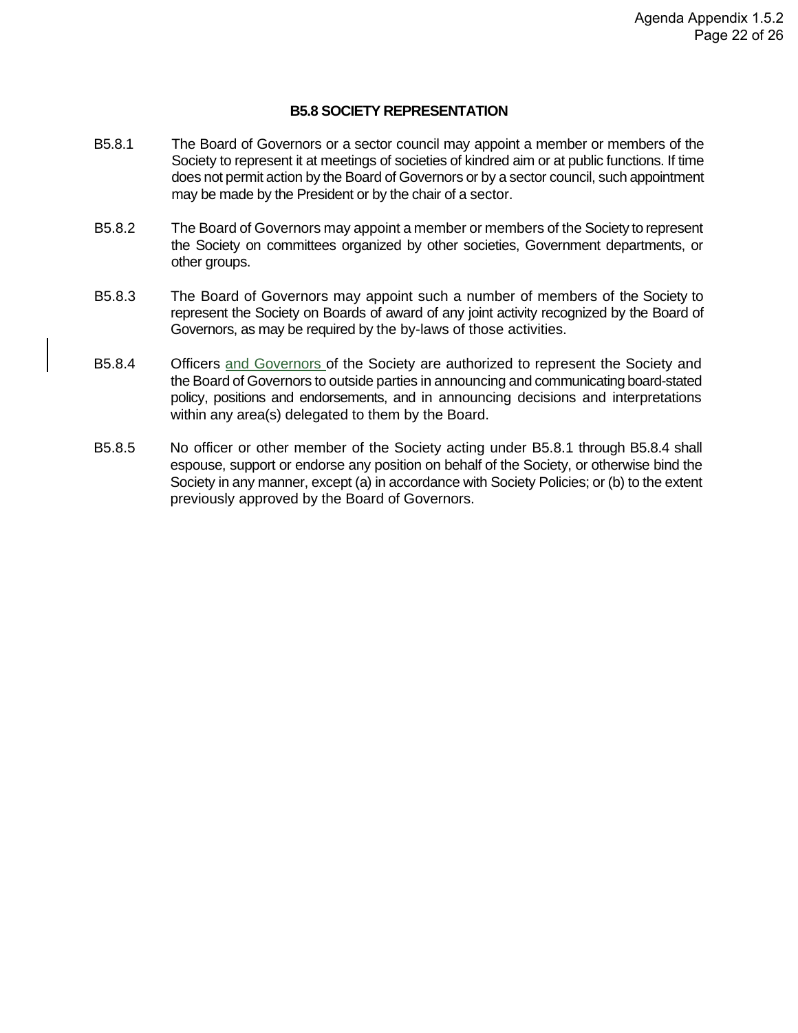### B5.8 SOCIETY REPRESENTATION

B5.8.1 The Board of Governors or a sector council may appoint a member or members of the Society to represent it at meetings of societies of kindred aim or at public functions. If time does not permit action by the Board of Governors or by a sector council, such appointment may be made by the President or by the chair of a sector.

B5.8.2 The Board of Governors may appoint a member or members of the Society to represent the Society on committees organized by other societies, Government departments, or other groups.

B5.8.3 The Board of Governors may appoint such a number of members of the Society to represent the Society on Boards of award of any joint activity recognized by the Board of Governors, as may be required by the by-laws of those activities.

B5.8.4 Officers and Governors of the Society are authorized to represent the Society and the Board of Governors to outside parties in announcing and communicating board-stated policy, positions and endorsements, and in announcing decisions and interpretations within any area(s) delegated to them by the Board.

B5.8.5 No officer or other member of the Society acting under B5.8.1 through B5.8.4 shall espouse, support or endorse any position on behalf of the Society, or otherwise bind the Society in any manner, except (a) in accordance with Society Policies; or (b) to the extent previously approved by the Board of Governors.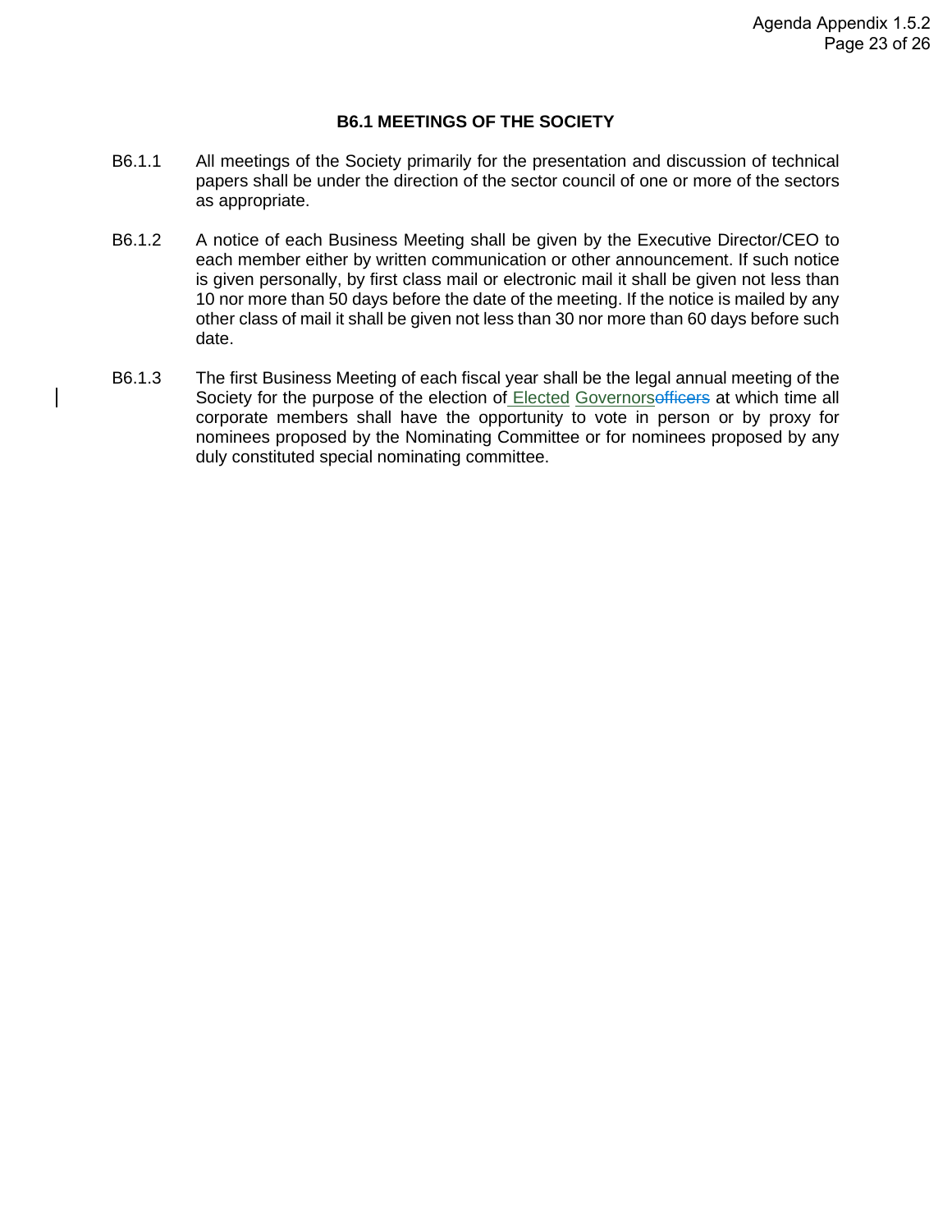### B6.1 MEETINGS OF THE SOCIETY

B6.1.1 All meetings of the Society primarily for the presentation and discussion of technical papers shall be under the direction of the sector council of one or more of the sectors as appropriate.

B6.1.2 A notice of each Business Meeting shall be given by the Executive Director/CEO to each member either by written communication or other announcement. If such notice is given personally, by first class mail or electronic mail it shall be given not less than 10 nor more than 50 days before the date of the meeting. If the notice is mailed by any other class of mail it shall be given not less than 30 nor more than 60 days before such date.

B6.1.3 The first Business Meeting of each fiscal year shall be the legal annual meeting of the Society for the purpose of the election of Elected Governors~~officers~~ at which time all corporate members shall have the opportunity to vote in person or by proxy for nominees proposed by the Nominating Committee or for nominees proposed by any duly constituted special nominating committee.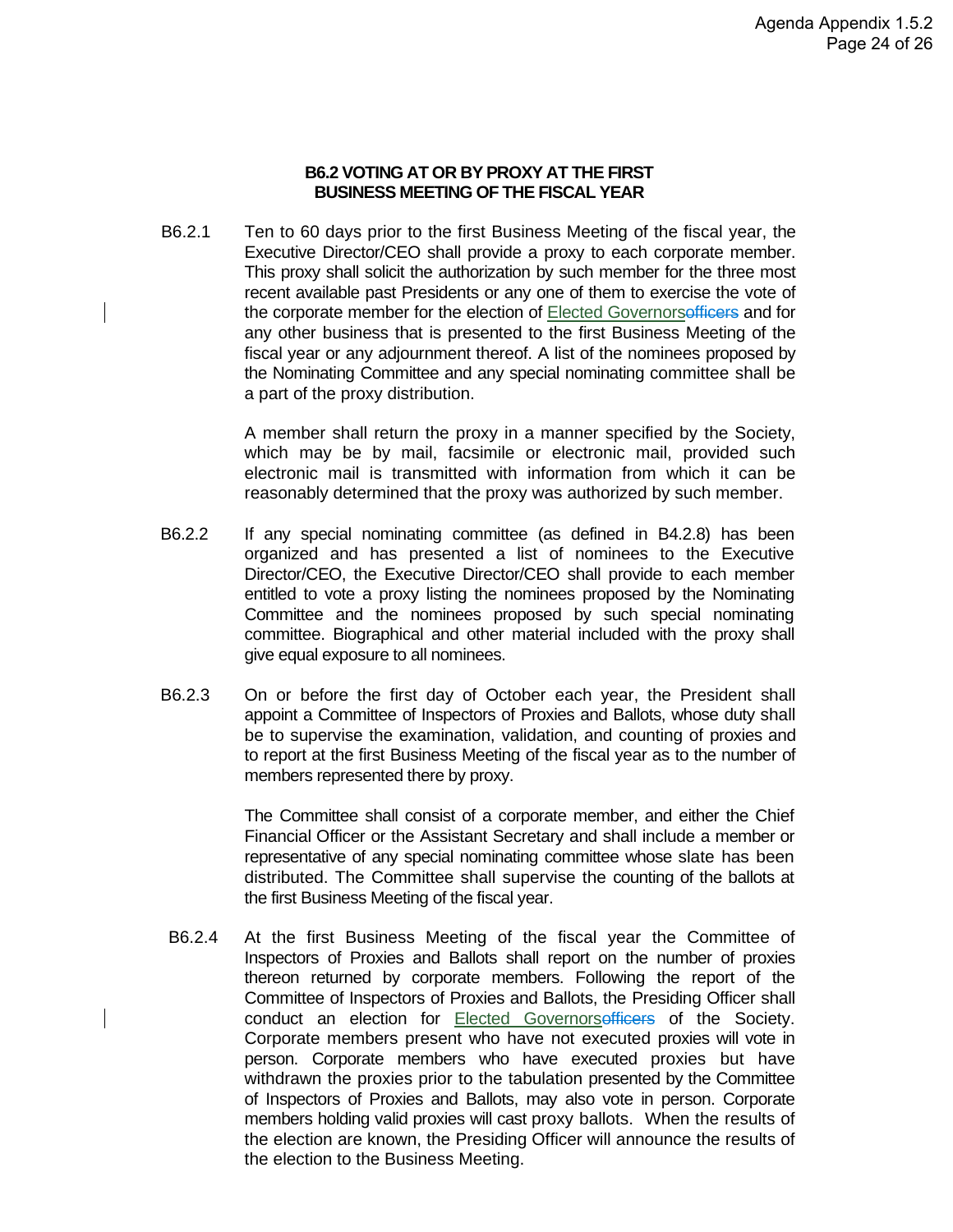### B6.2 VOTING AT OR BY PROXY AT THE FIRST BUSINESS MEETING OF THE FISCAL YEAR

B6.2.1 Ten to 60 days prior to the first Business Meeting of the fiscal year, the Executive Director/CEO shall provide a proxy to each corporate member. This proxy shall solicit the authorization by such member for the three most recent available past Presidents or any one of them to exercise the vote of the corporate member for the election of Elected Governors~~officers~~ and for any other business that is presented to the first Business Meeting of the fiscal year or any adjournment thereof. A list of the nominees proposed by the Nominating Committee and any special nominating committee shall be a part of the proxy distribution.

A member shall return the proxy in a manner specified by the Society, which may be by mail, facsimile or electronic mail, provided such electronic mail is transmitted with information from which it can be reasonably determined that the proxy was authorized by such member.

B6.2.2 If any special nominating committee (as defined in B4.2.8) has been organized and has presented a list of nominees to the Executive Director/CEO, the Executive Director/CEO shall provide to each member entitled to vote a proxy listing the nominees proposed by the Nominating Committee and the nominees proposed by such special nominating committee. Biographical and other material included with the proxy shall give equal exposure to all nominees.

B6.2.3 On or before the first day of October each year, the President shall appoint a Committee of Inspectors of Proxies and Ballots, whose duty shall be to supervise the examination, validation, and counting of proxies and to report at the first Business Meeting of the fiscal year as to the number of members represented there by proxy.

The Committee shall consist of a corporate member, and either the Chief Financial Officer or the Assistant Secretary and shall include a member or representative of any special nominating committee whose slate has been distributed. The Committee shall supervise the counting of the ballots at the first Business Meeting of the fiscal year.

B6.2.4 At the first Business Meeting of the fiscal year the Committee of Inspectors of Proxies and Ballots shall report on the number of proxies thereon returned by corporate members. Following the report of the Committee of Inspectors of Proxies and Ballots, the Presiding Officer shall conduct an election for Elected Governors~~officers~~ of the Society. Corporate members present who have not executed proxies will vote in person. Corporate members who have executed proxies but have withdrawn the proxies prior to the tabulation presented by the Committee of Inspectors of Proxies and Ballots, may also vote in person. Corporate members holding valid proxies will cast proxy ballots. When the results of the election are known, the Presiding Officer will announce the results of the election to the Business Meeting.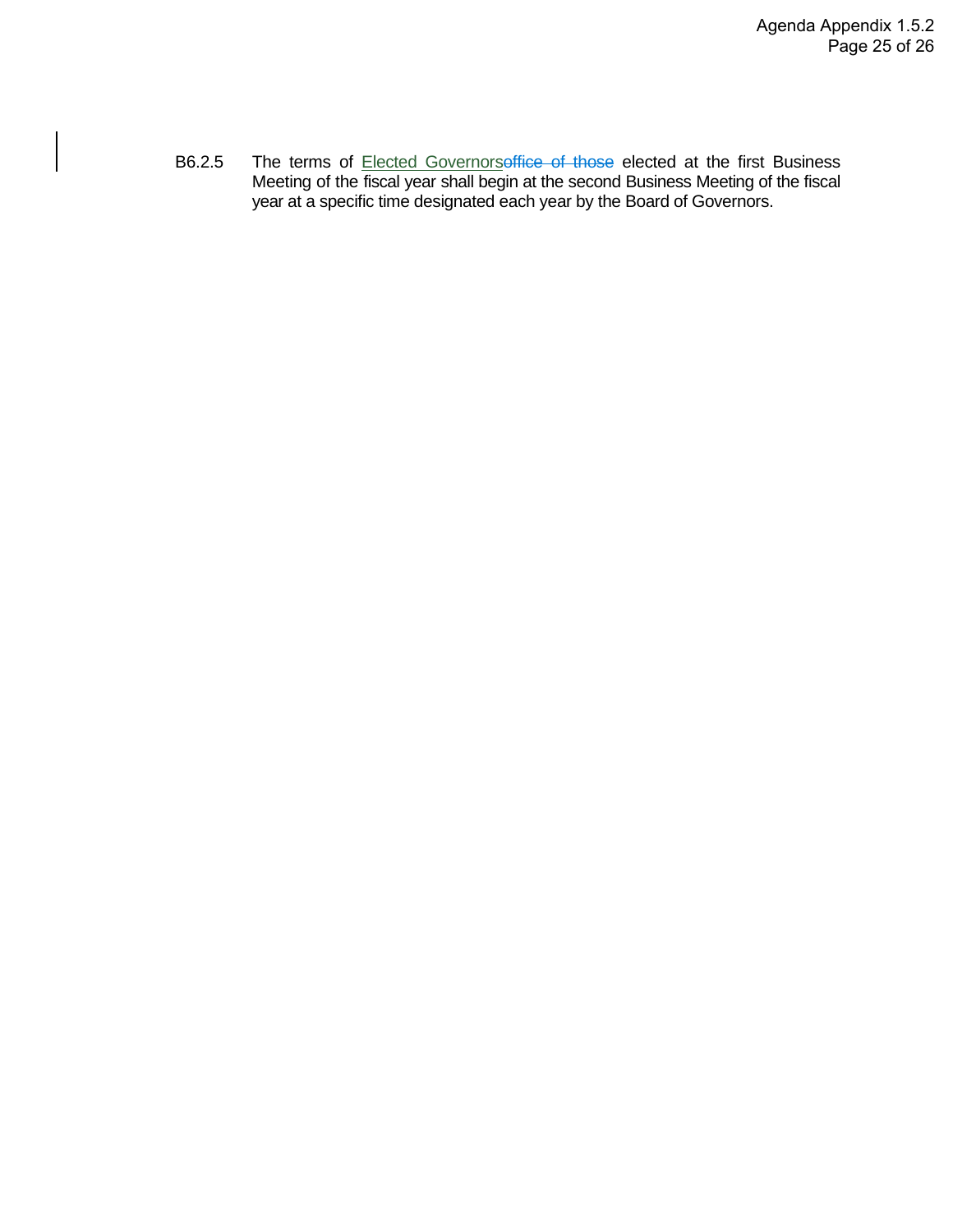B6.2.5 The terms of <ins>Elected Governors</ins>~~office of those~~ elected at the first Business Meeting of the fiscal year shall begin at the second Business Meeting of the fiscal year at a specific time designated each year by the Board of Governors.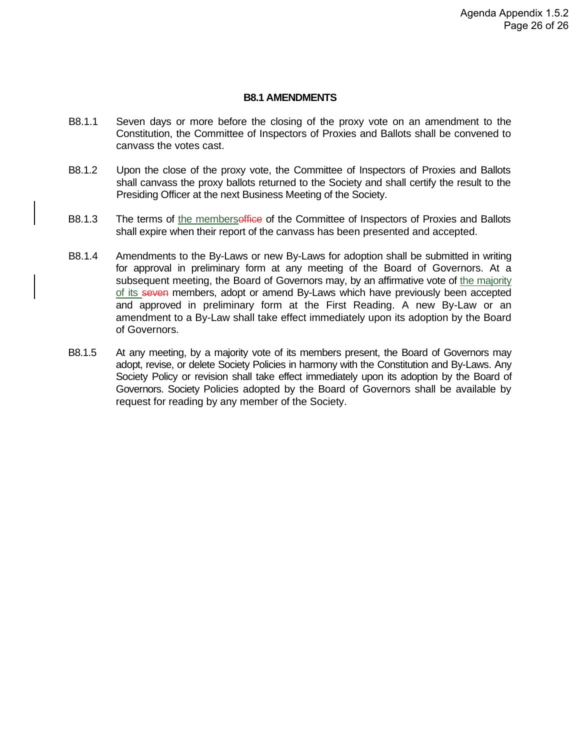## B8.1 AMENDMENTS

B8.1.1 Seven days or more before the closing of the proxy vote on an amendment to the Constitution, the Committee of Inspectors of Proxies and Ballots shall be convened to canvass the votes cast.

B8.1.2 Upon the close of the proxy vote, the Committee of Inspectors of Proxies and Ballots shall canvass the proxy ballots returned to the Society and shall certify the result to the Presiding Officer at the next Business Meeting of the Society.

B8.1.3 The terms of the members~~office~~ of the Committee of Inspectors of Proxies and Ballots shall expire when their report of the canvass has been presented and accepted.

B8.1.4 Amendments to the By-Laws or new By-Laws for adoption shall be submitted in writing for approval in preliminary form at any meeting of the Board of Governors. At a subsequent meeting, the Board of Governors may, by an affirmative vote of the majority of its ~~seven~~ members, adopt or amend By-Laws which have previously been accepted and approved in preliminary form at the First Reading. A new By-Law or an amendment to a By-Law shall take effect immediately upon its adoption by the Board of Governors.

B8.1.5 At any meeting, by a majority vote of its members present, the Board of Governors may adopt, revise, or delete Society Policies in harmony with the Constitution and By-Laws. Any Society Policy or revision shall take effect immediately upon its adoption by the Board of Governors. Society Policies adopted by the Board of Governors shall be available by request for reading by any member of the Society.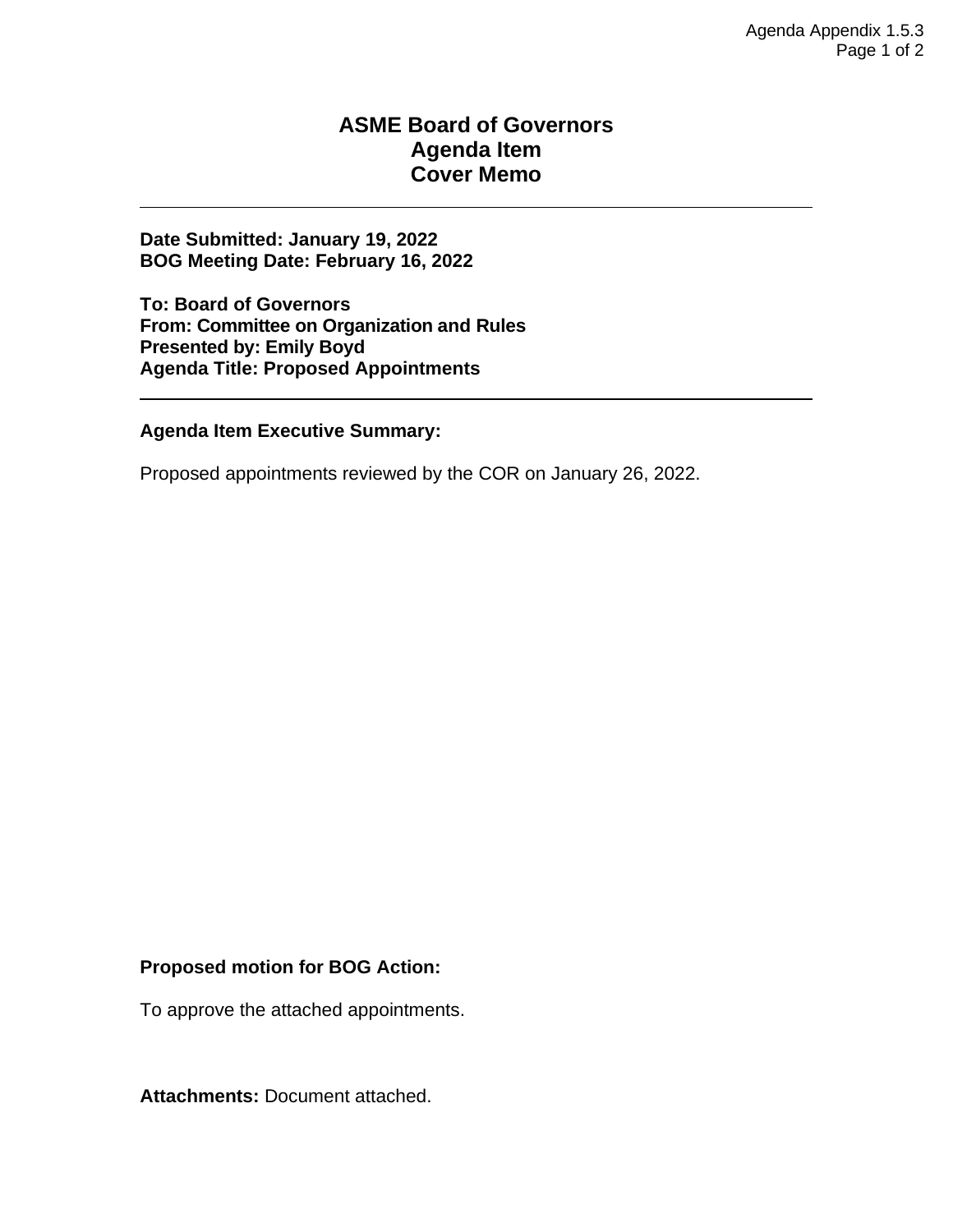# ASME Board of Governors
## Agenda Item
## Cover Memo

---

**Date Submitted: January 19, 2022**
**BOG Meeting Date: February 16, 2022**

**To: Board of Governors**
**From: Committee on Organization and Rules**
**Presented by: Emily Boyd**
**Agenda Title: Proposed Appointments**

---

**Agenda Item Executive Summary:**

Proposed appointments reviewed by the COR on January 26, 2022.

**Proposed motion for BOG Action:**

To approve the attached appointments.

**Attachments:** Document attached.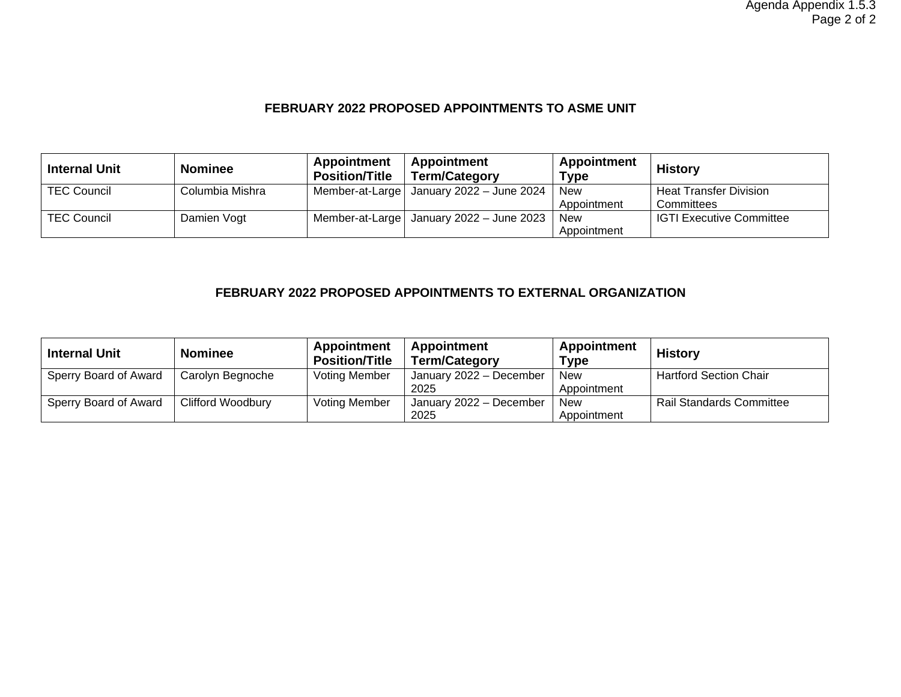## FEBRUARY 2022 PROPOSED APPOINTMENTS TO ASME UNIT

| Internal Unit | Nominee | Appointment Position/Title | Appointment Term/Category | Appointment Type | History |
|---|---|---|---|---|---|
| TEC Council | Columbia Mishra | Member-at-Large | January 2022 – June 2024 | New Appointment | Heat Transfer Division Committees |
| TEC Council | Damien Vogt | Member-at-Large | January 2022 – June 2023 | New Appointment | IGTI Executive Committee |

## FEBRUARY 2022 PROPOSED APPOINTMENTS TO EXTERNAL ORGANIZATION

| Internal Unit | Nominee | Appointment Position/Title | Appointment Term/Category | Appointment Type | History |
|---|---|---|---|---|---|
| Sperry Board of Award | Carolyn Begnoche | Voting Member | January 2022 – December 2025 | New Appointment | Hartford Section Chair |
| Sperry Board of Award | Clifford Woodbury | Voting Member | January 2022 – December 2025 | New Appointment | Rail Standards Committee |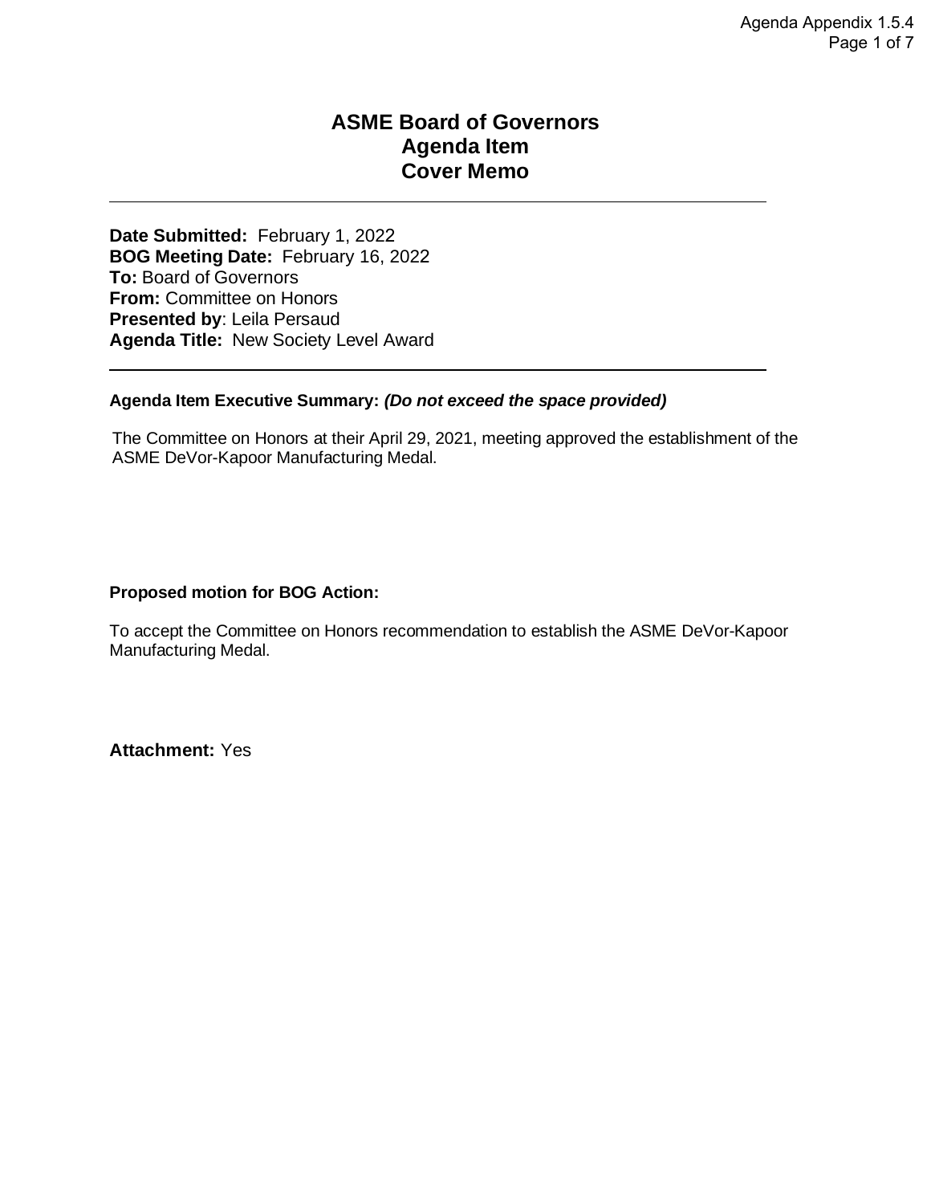# ASME Board of Governors
# Agenda Item
# Cover Memo

---

**Date Submitted:** February 1, 2022
**BOG Meeting Date:** February 16, 2022
**To:** Board of Governors
**From:** Committee on Honors
**Presented by**: Leila Persaud
**Agenda Title:** New Society Level Award

---

**Agenda Item Executive Summary:** ***(Do not exceed the space provided)***

The Committee on Honors at their April 29, 2021, meeting approved the establishment of the ASME DeVor-Kapoor Manufacturing Medal.

**Proposed motion for BOG Action:**

To accept the Committee on Honors recommendation to establish the ASME DeVor-Kapoor Manufacturing Medal.

**Attachment:** Yes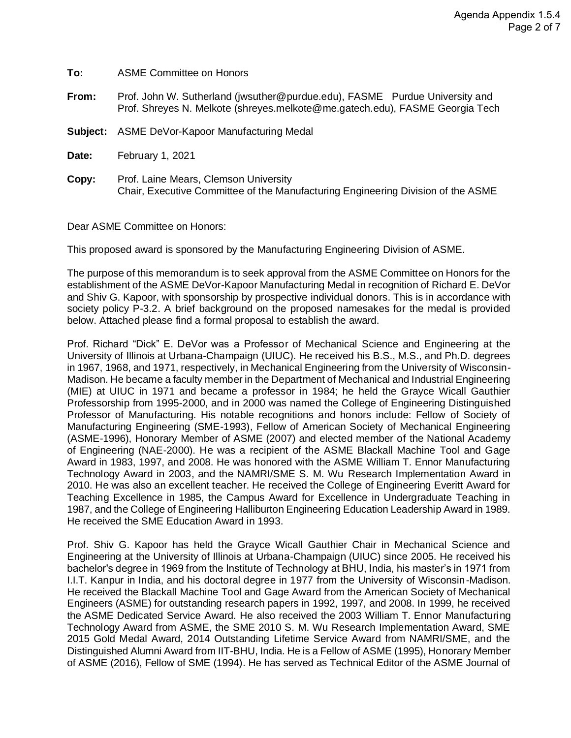**To:** ASME Committee on Honors

**From:** Prof. John W. Sutherland (jwsuther@purdue.edu), FASME Purdue University and Prof. Shreyes N. Melkote (shreyes.melkote@me.gatech.edu), FASME Georgia Tech

**Subject:** ASME DeVor-Kapoor Manufacturing Medal

**Date:** February 1, 2021

**Copy:** Prof. Laine Mears, Clemson University
Chair, Executive Committee of the Manufacturing Engineering Division of the ASME

Dear ASME Committee on Honors:

This proposed award is sponsored by the Manufacturing Engineering Division of ASME.

The purpose of this memorandum is to seek approval from the ASME Committee on Honors for the establishment of the ASME DeVor-Kapoor Manufacturing Medal in recognition of Richard E. DeVor and Shiv G. Kapoor, with sponsorship by prospective individual donors. This is in accordance with society policy P-3.2. A brief background on the proposed namesakes for the medal is provided below. Attached please find a formal proposal to establish the award.

Prof. Richard "Dick" E. DeVor was a Professor of Mechanical Science and Engineering at the University of Illinois at Urbana-Champaign (UIUC). He received his B.S., M.S., and Ph.D. degrees in 1967, 1968, and 1971, respectively, in Mechanical Engineering from the University of Wisconsin-Madison. He became a faculty member in the Department of Mechanical and Industrial Engineering (MIE) at UIUC in 1971 and became a professor in 1984; he held the Grayce Wicall Gauthier Professorship from 1995-2000, and in 2000 was named the College of Engineering Distinguished Professor of Manufacturing. His notable recognitions and honors include: Fellow of Society of Manufacturing Engineering (SME-1993), Fellow of American Society of Mechanical Engineering (ASME-1996), Honorary Member of ASME (2007) and elected member of the National Academy of Engineering (NAE-2000). He was a recipient of the ASME Blackall Machine Tool and Gage Award in 1983, 1997, and 2008. He was honored with the ASME William T. Ennor Manufacturing Technology Award in 2003, and the NAMRI/SME S. M. Wu Research Implementation Award in 2010. He was also an excellent teacher. He received the College of Engineering Everitt Award for Teaching Excellence in 1985, the Campus Award for Excellence in Undergraduate Teaching in 1987, and the College of Engineering Halliburton Engineering Education Leadership Award in 1989. He received the SME Education Award in 1993.

Prof. Shiv G. Kapoor has held the Grayce Wicall Gauthier Chair in Mechanical Science and Engineering at the University of Illinois at Urbana-Champaign (UIUC) since 2005. He received his bachelor's degree in 1969 from the Institute of Technology at BHU, India, his master's in 1971 from I.I.T. Kanpur in India, and his doctoral degree in 1977 from the University of Wisconsin-Madison. He received the Blackall Machine Tool and Gage Award from the American Society of Mechanical Engineers (ASME) for outstanding research papers in 1992, 1997, and 2008. In 1999, he received the ASME Dedicated Service Award. He also received the 2003 William T. Ennor Manufacturing Technology Award from ASME, the SME 2010 S. M. Wu Research Implementation Award, SME 2015 Gold Medal Award, 2014 Outstanding Lifetime Service Award from NAMRI/SME, and the Distinguished Alumni Award from IIT-BHU, India. He is a Fellow of ASME (1995), Honorary Member of ASME (2016), Fellow of SME (1994). He has served as Technical Editor of the ASME Journal of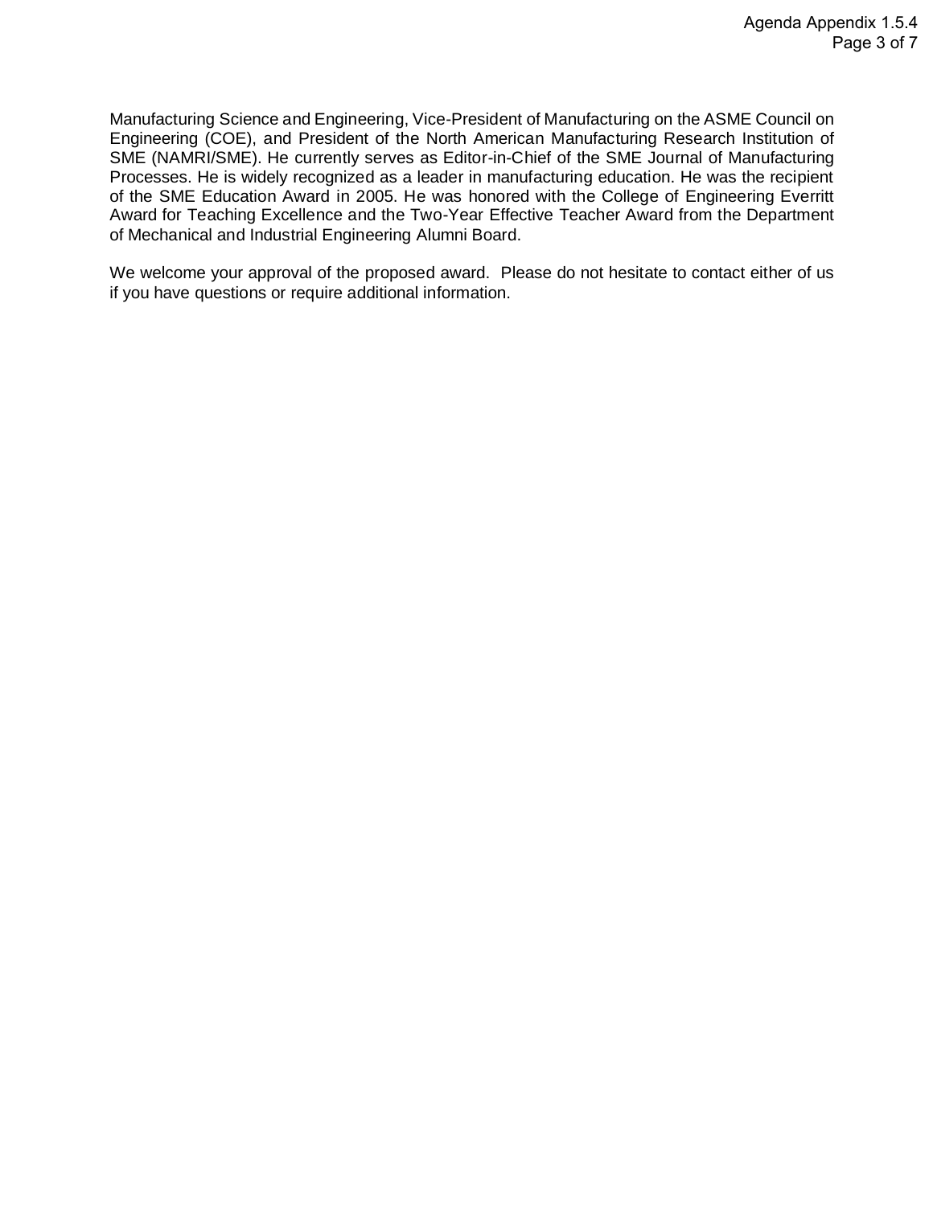Manufacturing Science and Engineering, Vice-President of Manufacturing on the ASME Council on Engineering (COE), and President of the North American Manufacturing Research Institution of SME (NAMRI/SME). He currently serves as Editor-in-Chief of the SME Journal of Manufacturing Processes. He is widely recognized as a leader in manufacturing education. He was the recipient of the SME Education Award in 2005. He was honored with the College of Engineering Everritt Award for Teaching Excellence and the Two-Year Effective Teacher Award from the Department of Mechanical and Industrial Engineering Alumni Board.

We welcome your approval of the proposed award. Please do not hesitate to contact either of us if you have questions or require additional information.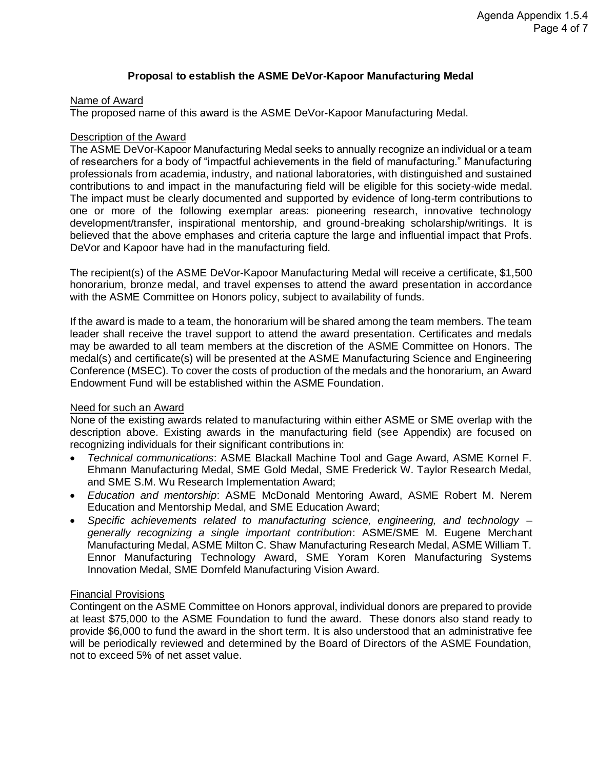## Proposal to establish the ASME DeVor-Kapoor Manufacturing Medal

### Name of Award

The proposed name of this award is the ASME DeVor-Kapoor Manufacturing Medal.

### Description of the Award

The ASME DeVor-Kapoor Manufacturing Medal seeks to annually recognize an individual or a team of researchers for a body of "impactful achievements in the field of manufacturing." Manufacturing professionals from academia, industry, and national laboratories, with distinguished and sustained contributions to and impact in the manufacturing field will be eligible for this society-wide medal. The impact must be clearly documented and supported by evidence of long-term contributions to one or more of the following exemplar areas: pioneering research, innovative technology development/transfer, inspirational mentorship, and ground-breaking scholarship/writings. It is believed that the above emphases and criteria capture the large and influential impact that Profs. DeVor and Kapoor have had in the manufacturing field.

The recipient(s) of the ASME DeVor-Kapoor Manufacturing Medal will receive a certificate, $1,500 honorarium, bronze medal, and travel expenses to attend the award presentation in accordance with the ASME Committee on Honors policy, subject to availability of funds.

If the award is made to a team, the honorarium will be shared among the team members. The team leader shall receive the travel support to attend the award presentation. Certificates and medals may be awarded to all team members at the discretion of the ASME Committee on Honors. The medal(s) and certificate(s) will be presented at the ASME Manufacturing Science and Engineering Conference (MSEC). To cover the costs of production of the medals and the honorarium, an Award Endowment Fund will be established within the ASME Foundation.

### Need for such an Award

None of the existing awards related to manufacturing within either ASME or SME overlap with the description above. Existing awards in the manufacturing field (see Appendix) are focused on recognizing individuals for their significant contributions in:

- *Technical communications*: ASME Blackall Machine Tool and Gage Award, ASME Kornel F. Ehmann Manufacturing Medal, SME Gold Medal, SME Frederick W. Taylor Research Medal, and SME S.M. Wu Research Implementation Award;
- *Education and mentorship*: ASME McDonald Mentoring Award, ASME Robert M. Nerem Education and Mentorship Medal, and SME Education Award;
- *Specific achievements related to manufacturing science, engineering, and technology – generally recognizing a single important contribution*: ASME/SME M. Eugene Merchant Manufacturing Medal, ASME Milton C. Shaw Manufacturing Research Medal, ASME William T. Ennor Manufacturing Technology Award, SME Yoram Koren Manufacturing Systems Innovation Medal, SME Dornfeld Manufacturing Vision Award.

### Financial Provisions

Contingent on the ASME Committee on Honors approval, individual donors are prepared to provide at least $75,000 to the ASME Foundation to fund the award. These donors also stand ready to provide $6,000 to fund the award in the short term. It is also understood that an administrative fee will be periodically reviewed and determined by the Board of Directors of the ASME Foundation, not to exceed 5% of net asset value.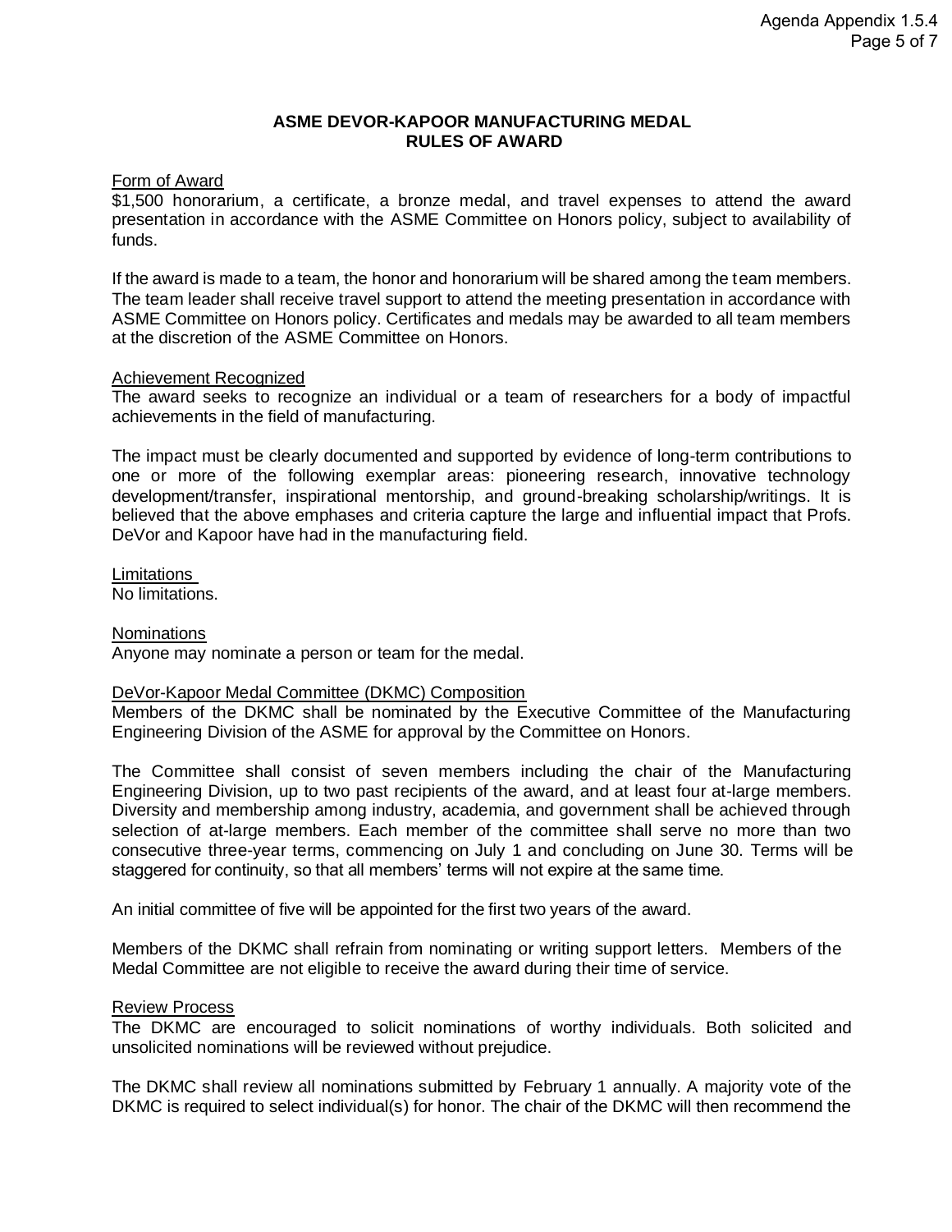## ASME DEVOR-KAPOOR MANUFACTURING MEDAL
## RULES OF AWARD

### Form of Award

$1,500 honorarium, a certificate, a bronze medal, and travel expenses to attend the award presentation in accordance with the ASME Committee on Honors policy, subject to availability of funds.

If the award is made to a team, the honor and honorarium will be shared among the team members. The team leader shall receive travel support to attend the meeting presentation in accordance with ASME Committee on Honors policy. Certificates and medals may be awarded to all team members at the discretion of the ASME Committee on Honors.

### Achievement Recognized

The award seeks to recognize an individual or a team of researchers for a body of impactful achievements in the field of manufacturing.

The impact must be clearly documented and supported by evidence of long-term contributions to one or more of the following exemplar areas: pioneering research, innovative technology development/transfer, inspirational mentorship, and ground-breaking scholarship/writings. It is believed that the above emphases and criteria capture the large and influential impact that Profs. DeVor and Kapoor have had in the manufacturing field.

### Limitations

No limitations.

### Nominations

Anyone may nominate a person or team for the medal.

### DeVor-Kapoor Medal Committee (DKMC) Composition

Members of the DKMC shall be nominated by the Executive Committee of the Manufacturing Engineering Division of the ASME for approval by the Committee on Honors.

The Committee shall consist of seven members including the chair of the Manufacturing Engineering Division, up to two past recipients of the award, and at least four at-large members. Diversity and membership among industry, academia, and government shall be achieved through selection of at-large members. Each member of the committee shall serve no more than two consecutive three-year terms, commencing on July 1 and concluding on June 30. Terms will be staggered for continuity, so that all members' terms will not expire at the same time.

An initial committee of five will be appointed for the first two years of the award.

Members of the DKMC shall refrain from nominating or writing support letters. Members of the Medal Committee are not eligible to receive the award during their time of service.

### Review Process

The DKMC are encouraged to solicit nominations of worthy individuals. Both solicited and unsolicited nominations will be reviewed without prejudice.

The DKMC shall review all nominations submitted by February 1 annually. A majority vote of the DKMC is required to select individual(s) for honor. The chair of the DKMC will then recommend the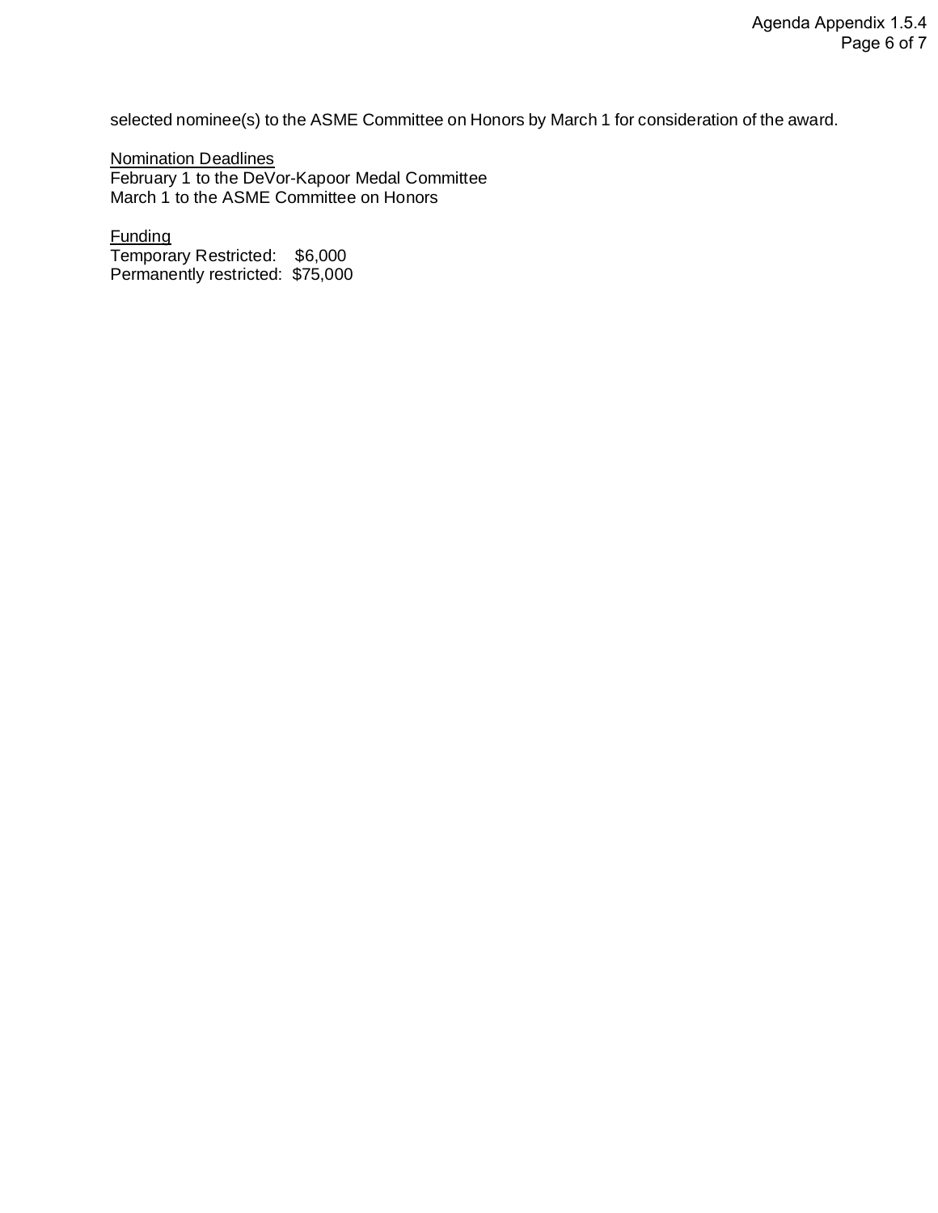selected nominee(s) to the ASME Committee on Honors by March 1 for consideration of the award.

<u>Nomination Deadlines</u>
February 1 to the DeVor-Kapoor Medal Committee
March 1 to the ASME Committee on Honors

<u>Funding</u>
Temporary Restricted: $6,000
Permanently restricted: $75,000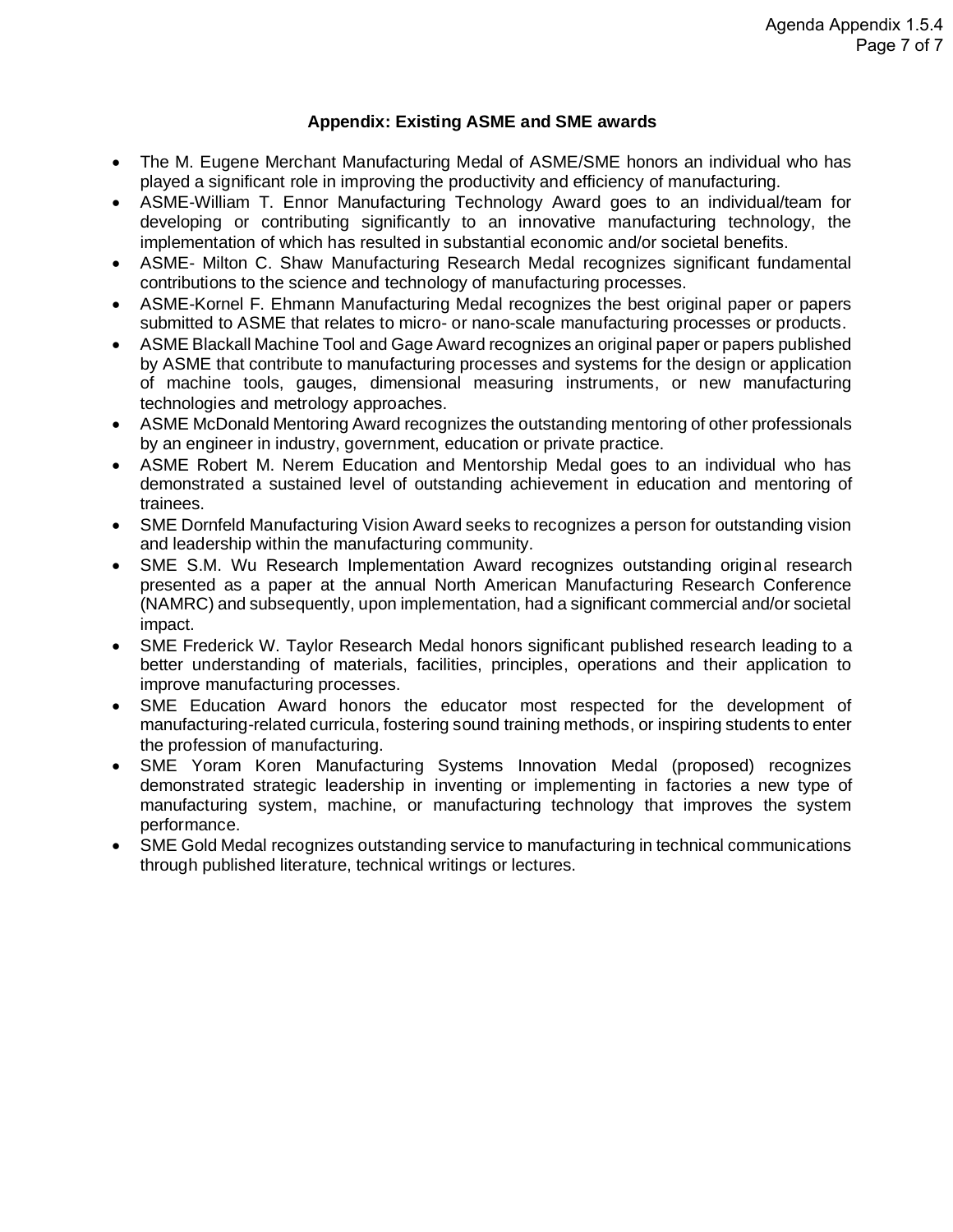**Appendix: Existing ASME and SME awards**

- The M. Eugene Merchant Manufacturing Medal of ASME/SME honors an individual who has played a significant role in improving the productivity and efficiency of manufacturing.
- ASME-William T. Ennor Manufacturing Technology Award goes to an individual/team for developing or contributing significantly to an innovative manufacturing technology, the implementation of which has resulted in substantial economic and/or societal benefits.
- ASME- Milton C. Shaw Manufacturing Research Medal recognizes significant fundamental contributions to the science and technology of manufacturing processes.
- ASME-Kornel F. Ehmann Manufacturing Medal recognizes the best original paper or papers submitted to ASME that relates to micro- or nano-scale manufacturing processes or products.
- ASME Blackall Machine Tool and Gage Award recognizes an original paper or papers published by ASME that contribute to manufacturing processes and systems for the design or application of machine tools, gauges, dimensional measuring instruments, or new manufacturing technologies and metrology approaches.
- ASME McDonald Mentoring Award recognizes the outstanding mentoring of other professionals by an engineer in industry, government, education or private practice.
- ASME Robert M. Nerem Education and Mentorship Medal goes to an individual who has demonstrated a sustained level of outstanding achievement in education and mentoring of trainees.
- SME Dornfeld Manufacturing Vision Award seeks to recognizes a person for outstanding vision and leadership within the manufacturing community.
- SME S.M. Wu Research Implementation Award recognizes outstanding original research presented as a paper at the annual North American Manufacturing Research Conference (NAMRC) and subsequently, upon implementation, had a significant commercial and/or societal impact.
- SME Frederick W. Taylor Research Medal honors significant published research leading to a better understanding of materials, facilities, principles, operations and their application to improve manufacturing processes.
- SME Education Award honors the educator most respected for the development of manufacturing-related curricula, fostering sound training methods, or inspiring students to enter the profession of manufacturing.
- SME Yoram Koren Manufacturing Systems Innovation Medal (proposed) recognizes demonstrated strategic leadership in inventing or implementing in factories a new type of manufacturing system, machine, or manufacturing technology that improves the system performance.
- SME Gold Medal recognizes outstanding service to manufacturing in technical communications through published literature, technical writings or lectures.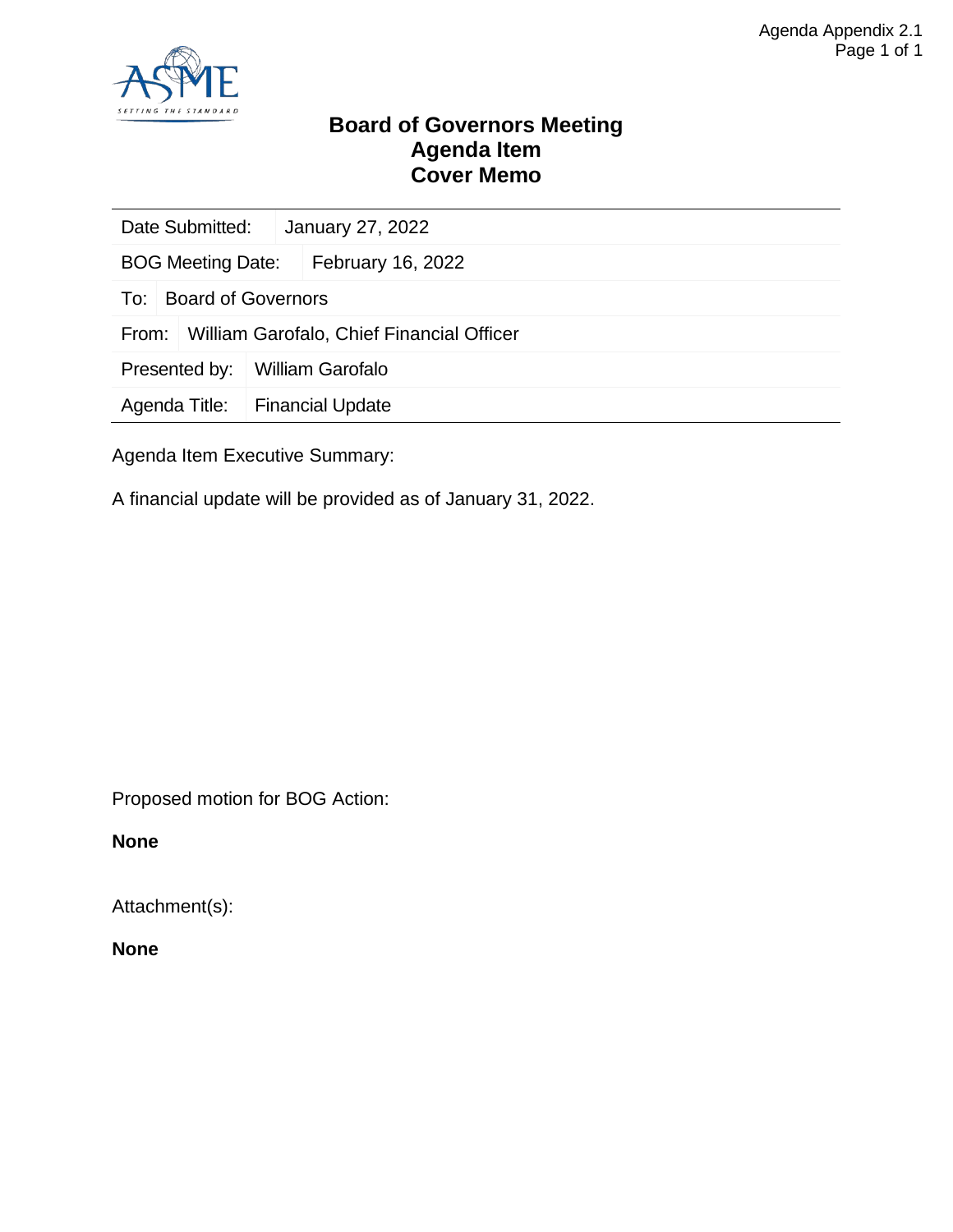Agenda Appendix 2.1

# Board of Governors Meeting
# Agenda Item
# Cover Memo

| Date Submitted: | January 27, 2022 |
|---|---|
| BOG Meeting Date: | February 16, 2022 |
| To: | Board of Governors |
| From: | William Garofalo, Chief Financial Officer |
| Presented by: | William Garofalo |
| Agenda Title: | Financial Update |

Agenda Item Executive Summary:

A financial update will be provided as of January 31, 2022.

Proposed motion for BOG Action:

**None**

Attachment(s):

**None**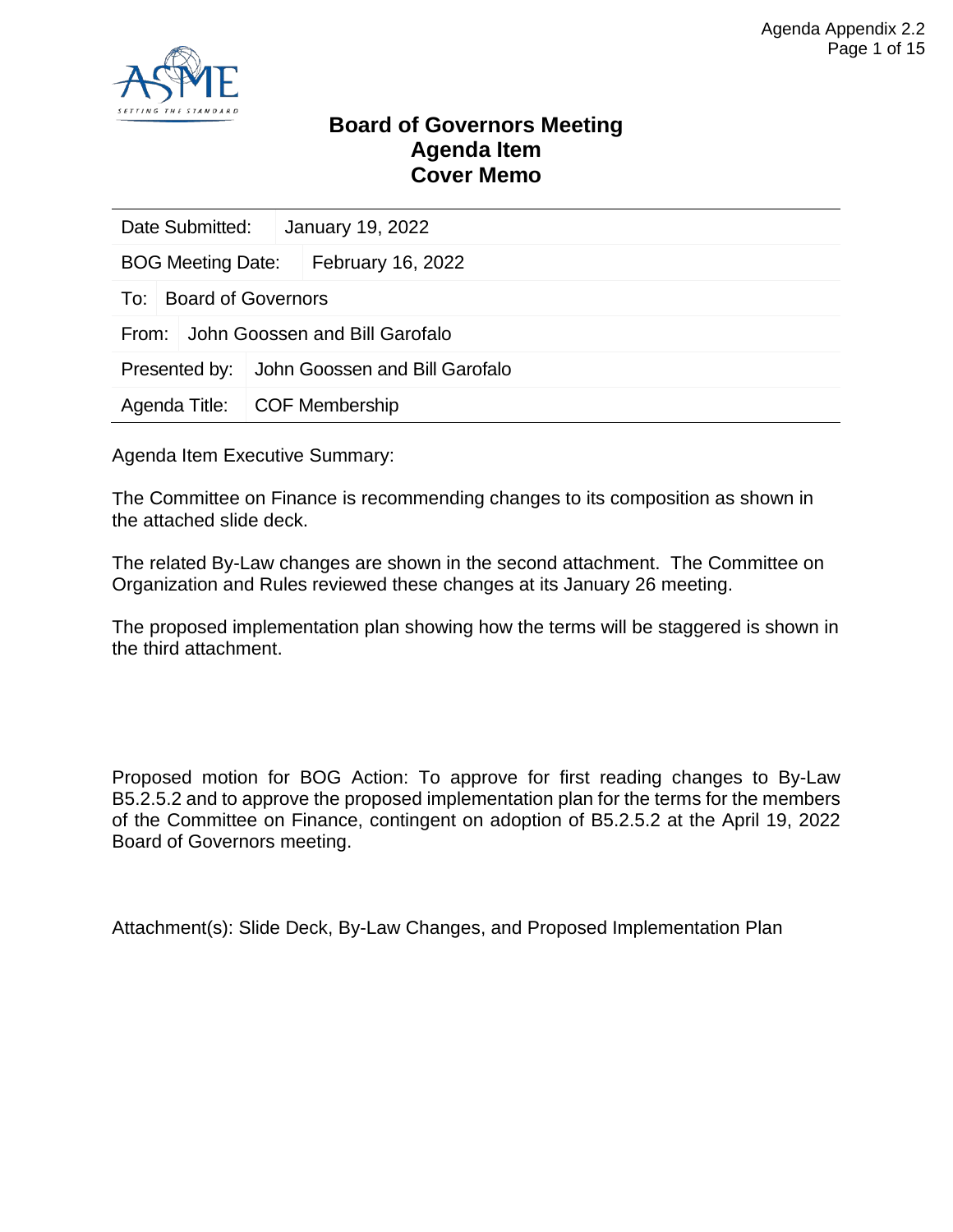# Board of Governors Meeting
# Agenda Item
# Cover Memo

| Date Submitted: | January 19, 2022 |
|---|---|
| BOG Meeting Date: | February 16, 2022 |
| To: | Board of Governors |
| From: | John Goossen and Bill Garofalo |
| Presented by: | John Goossen and Bill Garofalo |
| Agenda Title: | COF Membership |

Agenda Item Executive Summary:

The Committee on Finance is recommending changes to its composition as shown in the attached slide deck.

The related By-Law changes are shown in the second attachment. The Committee on Organization and Rules reviewed these changes at its January 26 meeting.

The proposed implementation plan showing how the terms will be staggered is shown in the third attachment.

Proposed motion for BOG Action: To approve for first reading changes to By-Law B5.2.5.2 and to approve the proposed implementation plan for the terms for the members of the Committee on Finance, contingent on adoption of B5.2.5.2 at the April 19, 2022 Board of Governors meeting.

Attachment(s): Slide Deck, By-Law Changes, and Proposed Implementation Plan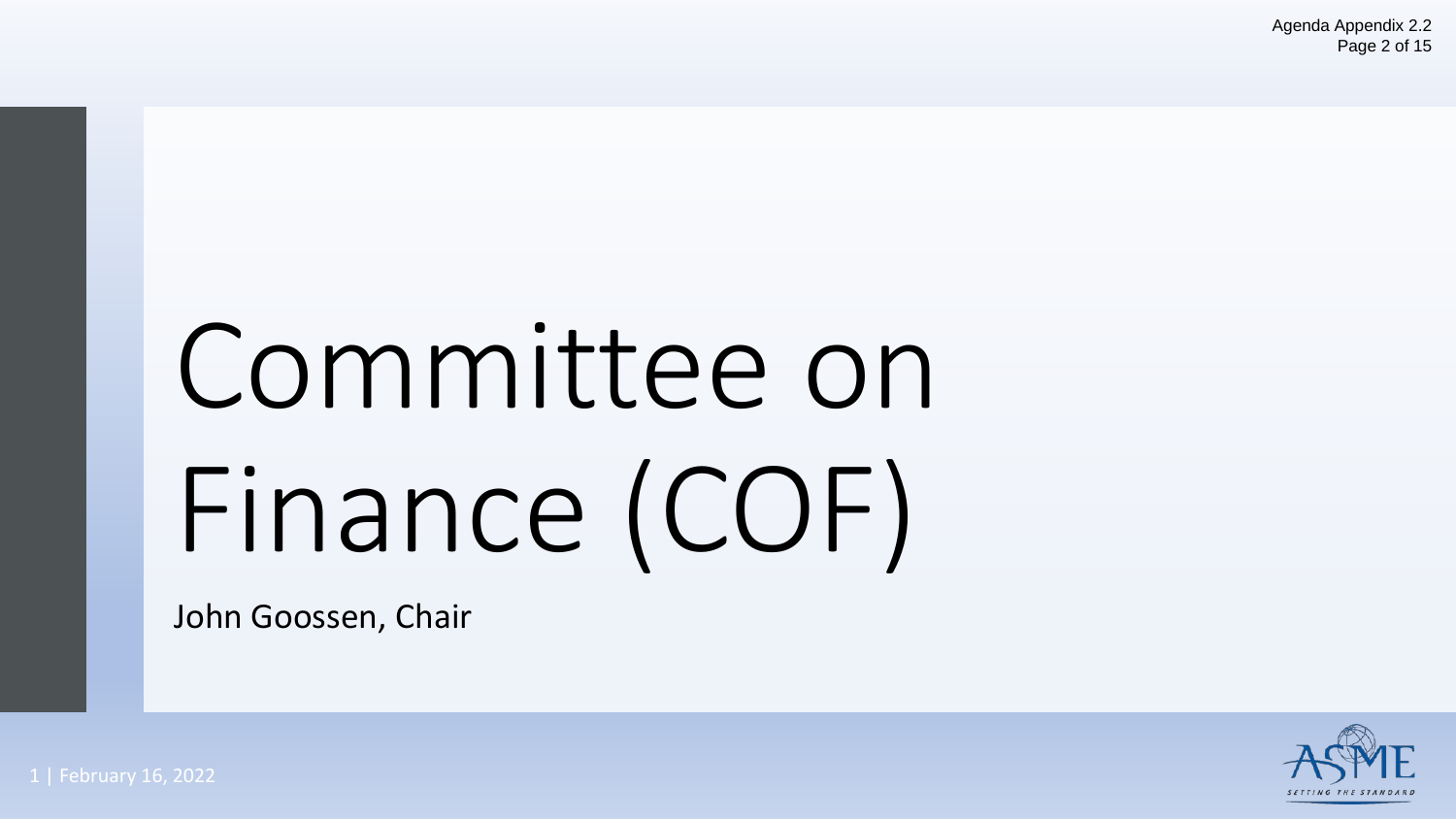# Committee on Finance (COF)

John Goossen, Chair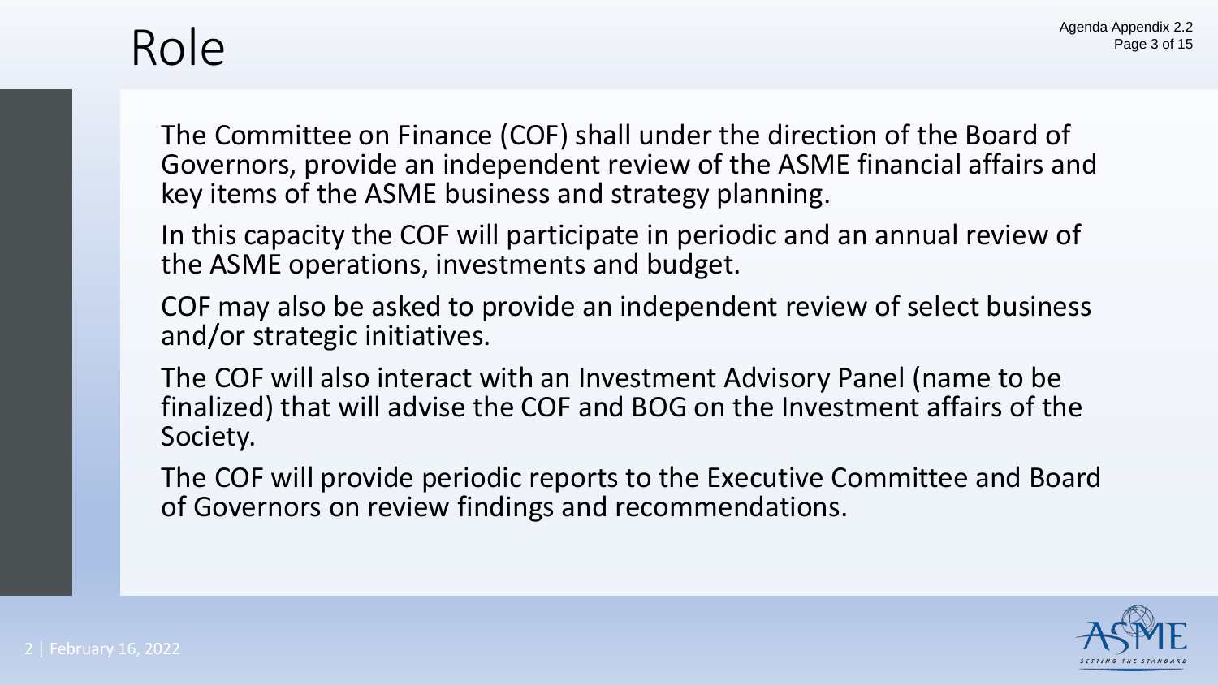# Role

The Committee on Finance (COF) shall under the direction of the Board of Governors, provide an independent review of the ASME financial affairs and key items of the ASME business and strategy planning.

In this capacity the COF will participate in periodic and an annual review of the ASME operations, investments and budget.

COF may also be asked to provide an independent review of select business and/or strategic initiatives.

The COF will also interact with an Investment Advisory Panel (name to be finalized) that will advise the COF and BOG on the Investment affairs of the Society.

The COF will provide periodic reports to the Executive Committee and Board of Governors on review findings and recommendations.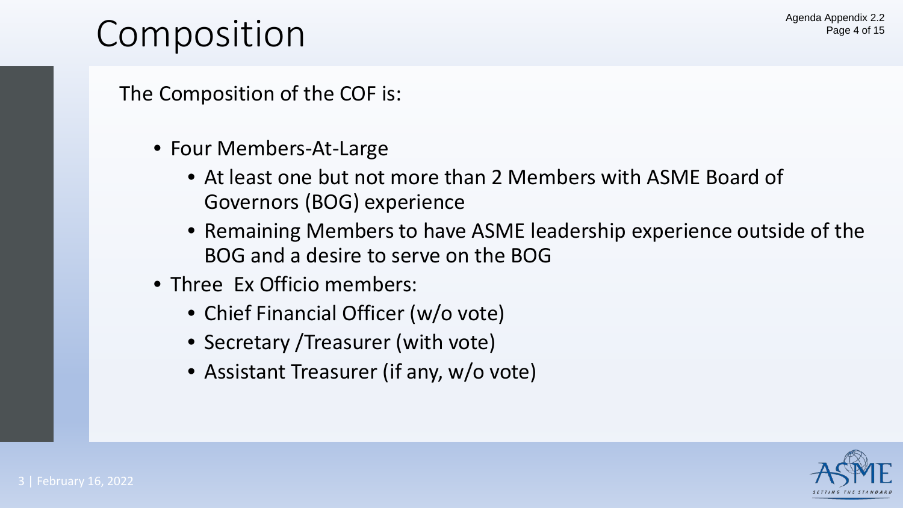# Composition

The Composition of the COF is:

- Four Members-At-Large
  - At least one but not more than 2 Members with ASME Board of Governors (BOG) experience
  - Remaining Members to have ASME leadership experience outside of the BOG and a desire to serve on the BOG
- Three Ex Officio members:
  - Chief Financial Officer (w/o vote)
  - Secretary /Treasurer (with vote)
  - Assistant Treasurer (if any, w/o vote)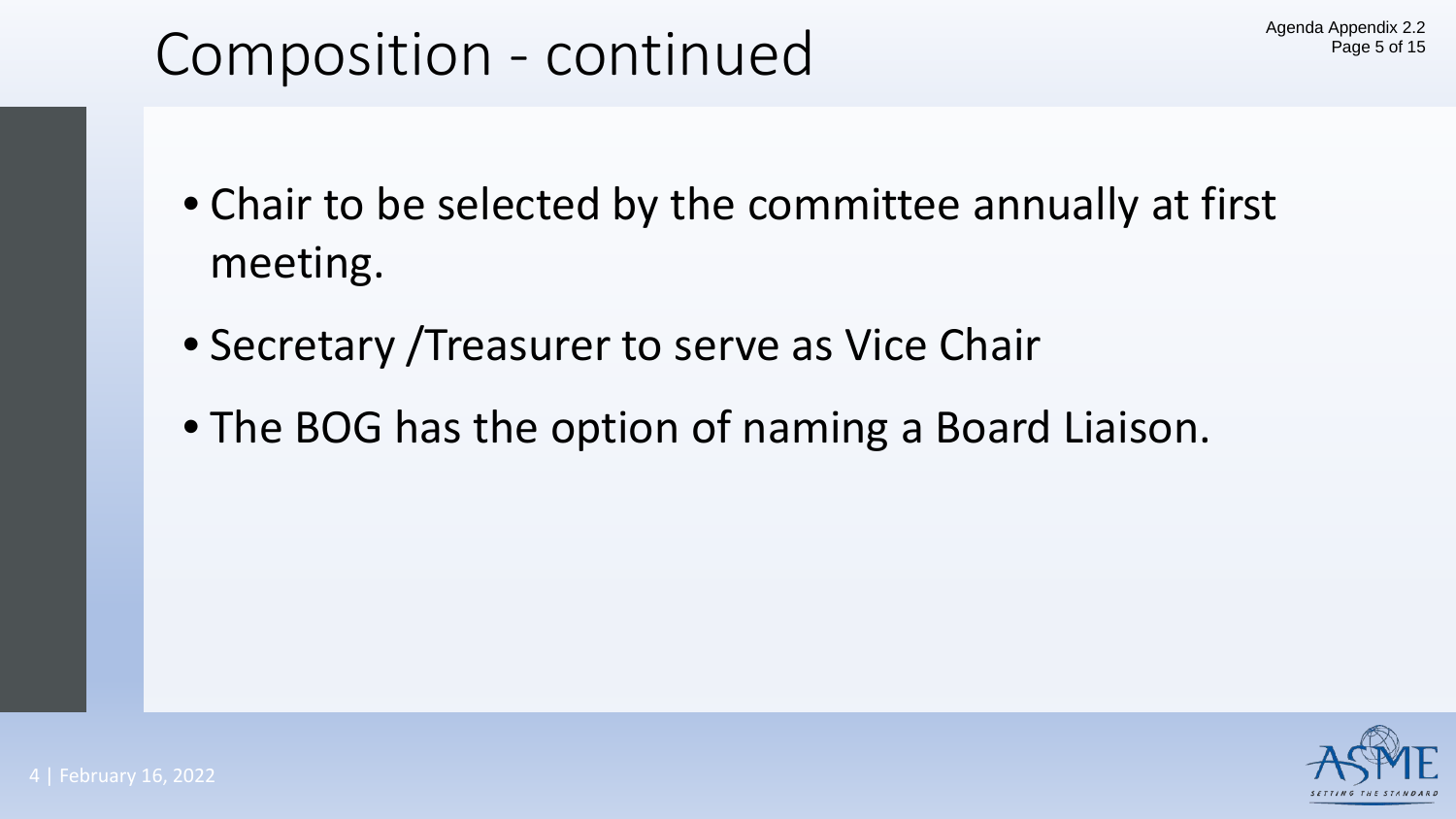# Composition - continued

- Chair to be selected by the committee annually at first meeting.
- Secretary /Treasurer to serve as Vice Chair
- The BOG has the option of naming a Board Liaison.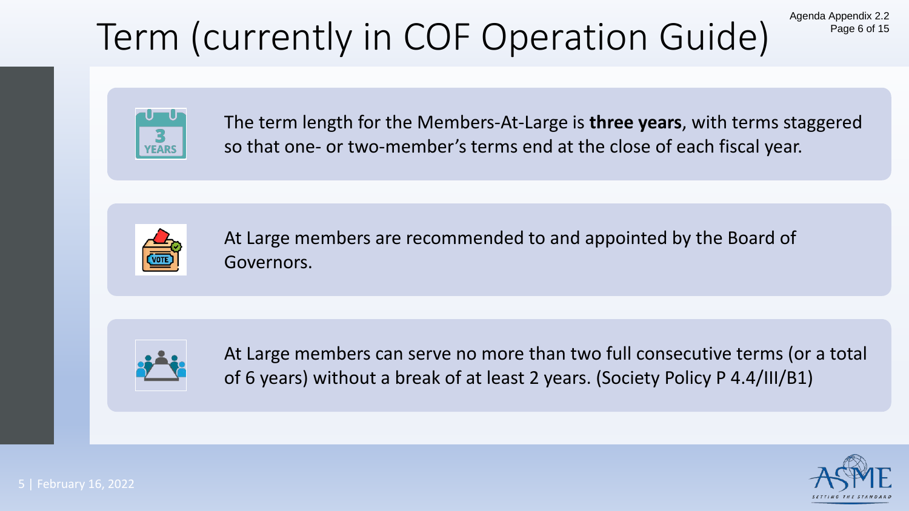# Term (currently in COF Operation Guide)

The term length for the Members-At-Large is **three years**, with terms staggered so that one- or two-member's terms end at the close of each fiscal year.

At Large members are recommended to and appointed by the Board of Governors.

At Large members can serve no more than two full consecutive terms (or a total of 6 years) without a break of at least 2 years. (Society Policy P 4.4/III/B1)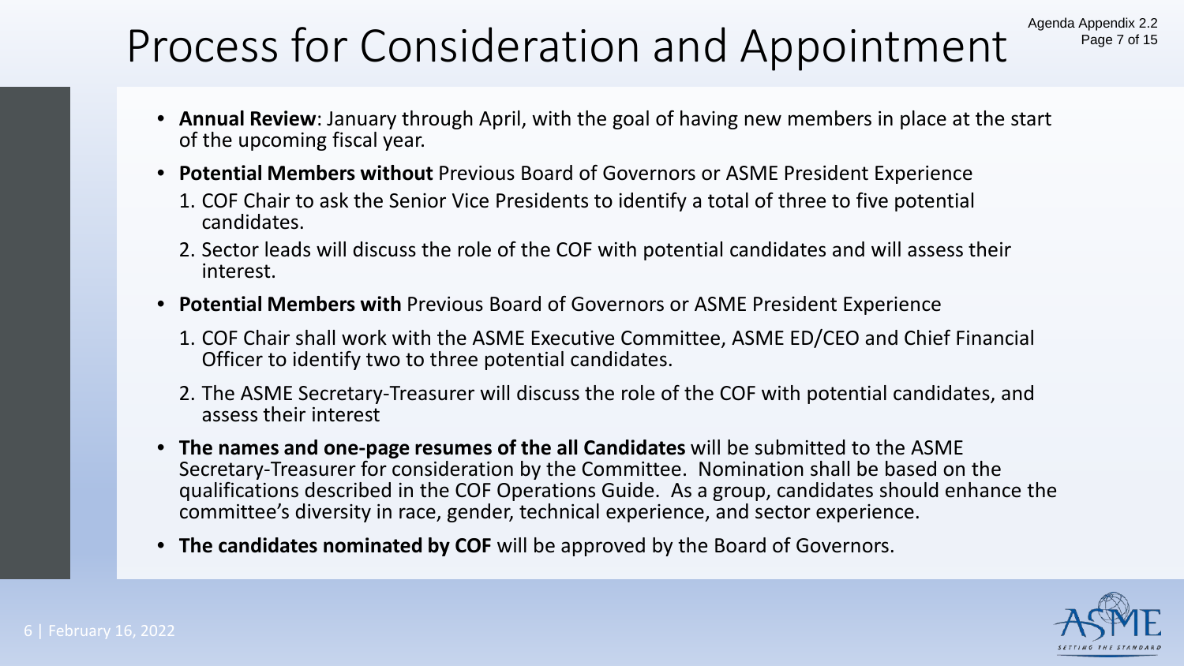# Process for Consideration and Appointment

- **Annual Review**: January through April, with the goal of having new members in place at the start of the upcoming fiscal year.
- **Potential Members without** Previous Board of Governors or ASME President Experience
  1. COF Chair to ask the Senior Vice Presidents to identify a total of three to five potential candidates.
  2. Sector leads will discuss the role of the COF with potential candidates and will assess their interest.
- **Potential Members with** Previous Board of Governors or ASME President Experience
  1. COF Chair shall work with the ASME Executive Committee, ASME ED/CEO and Chief Financial Officer to identify two to three potential candidates.
  2. The ASME Secretary-Treasurer will discuss the role of the COF with potential candidates, and assess their interest
- **The names and one-page resumes of the all Candidates** will be submitted to the ASME Secretary-Treasurer for consideration by the Committee. Nomination shall be based on the qualifications described in the COF Operations Guide. As a group, candidates should enhance the committee's diversity in race, gender, technical experience, and sector experience.
- **The candidates nominated by COF** will be approved by the Board of Governors.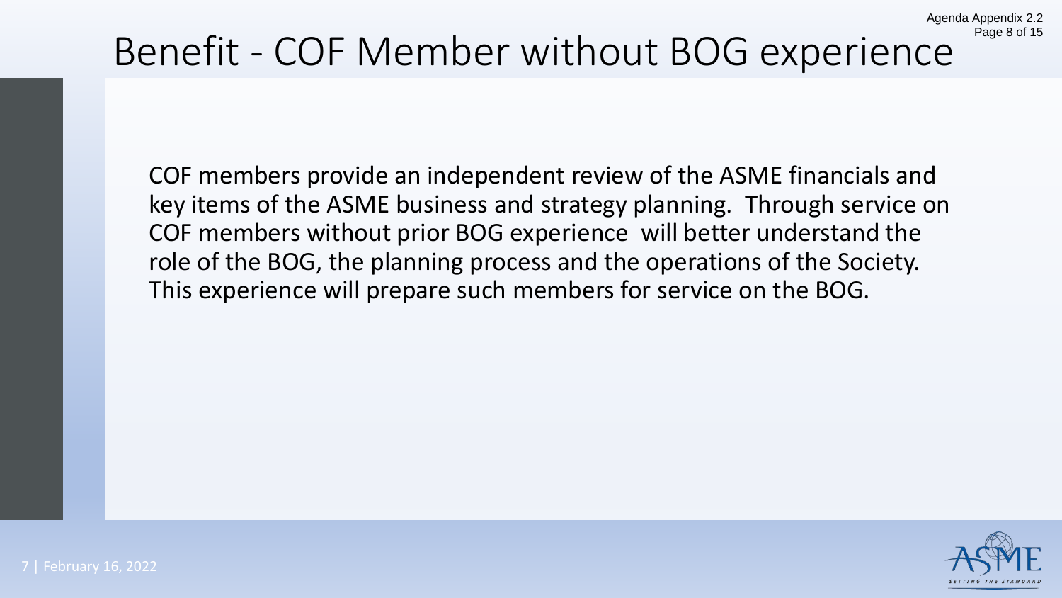# Benefit - COF Member without BOG experience

COF members provide an independent review of the ASME financials and key items of the ASME business and strategy planning. Through service on COF members without prior BOG experience will better understand the role of the BOG, the planning process and the operations of the Society. This experience will prepare such members for service on the BOG.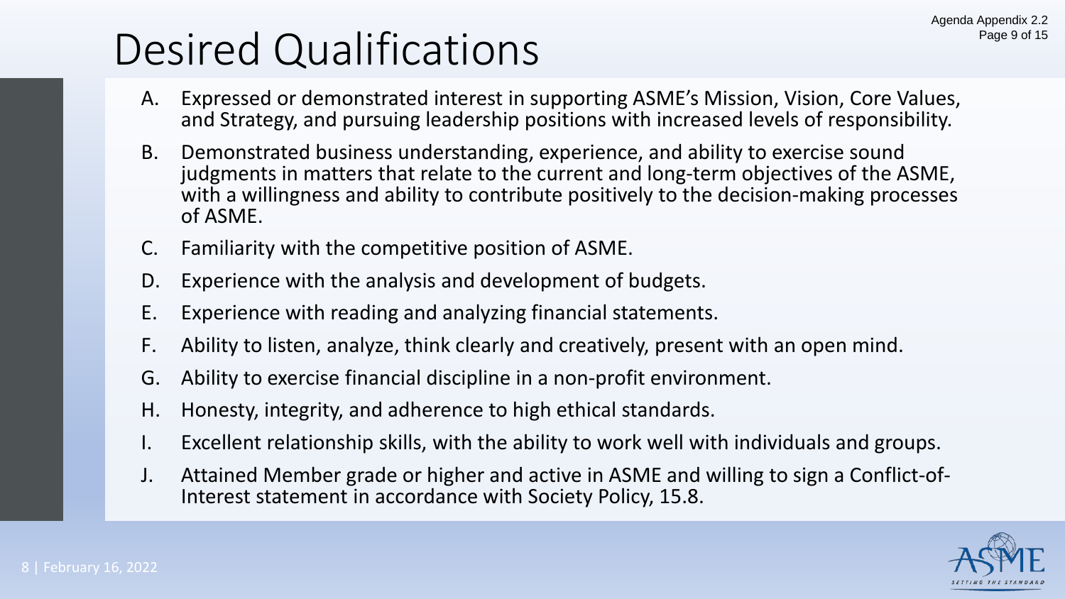# Desired Qualifications

A. Expressed or demonstrated interest in supporting ASME's Mission, Vision, Core Values, and Strategy, and pursuing leadership positions with increased levels of responsibility.

B. Demonstrated business understanding, experience, and ability to exercise sound judgments in matters that relate to the current and long-term objectives of the ASME, with a willingness and ability to contribute positively to the decision-making processes of ASME.

C. Familiarity with the competitive position of ASME.

D. Experience with the analysis and development of budgets.

E. Experience with reading and analyzing financial statements.

F. Ability to listen, analyze, think clearly and creatively, present with an open mind.

G. Ability to exercise financial discipline in a non-profit environment.

H. Honesty, integrity, and adherence to high ethical standards.

I. Excellent relationship skills, with the ability to work well with individuals and groups.

J. Attained Member grade or higher and active in ASME and willing to sign a Conflict-of-Interest statement in accordance with Society Policy, 15.8.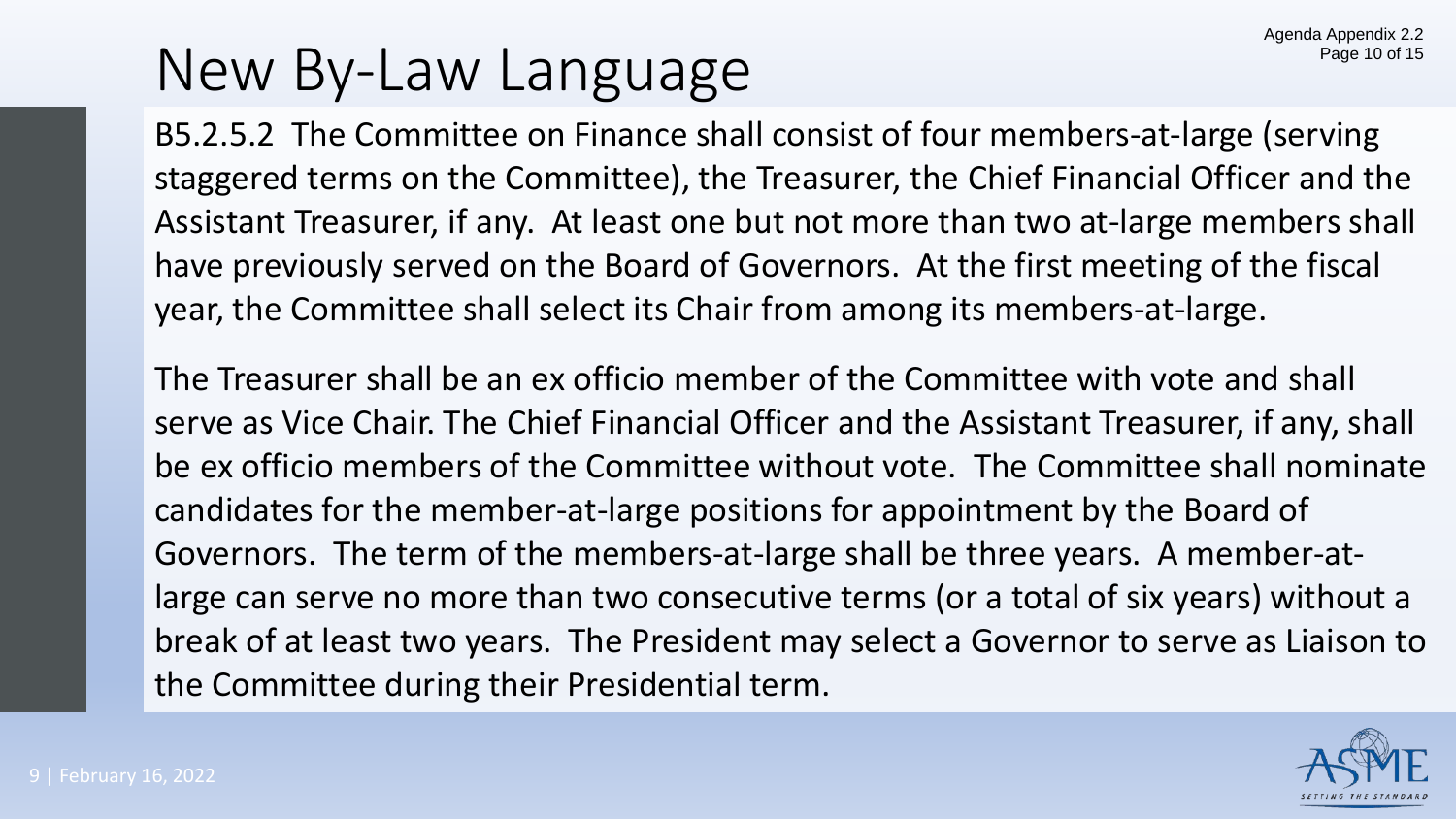# New By-Law Language

B5.2.5.2 The Committee on Finance shall consist of four members-at-large (serving staggered terms on the Committee), the Treasurer, the Chief Financial Officer and the Assistant Treasurer, if any. At least one but not more than two at-large members shall have previously served on the Board of Governors. At the first meeting of the fiscal year, the Committee shall select its Chair from among its members-at-large.

The Treasurer shall be an ex officio member of the Committee with vote and shall serve as Vice Chair. The Chief Financial Officer and the Assistant Treasurer, if any, shall be ex officio members of the Committee without vote. The Committee shall nominate candidates for the member-at-large positions for appointment by the Board of Governors. The term of the members-at-large shall be three years. A member-at-large can serve no more than two consecutive terms (or a total of six years) without a break of at least two years. The President may select a Governor to serve as Liaison to the Committee during their Presidential term.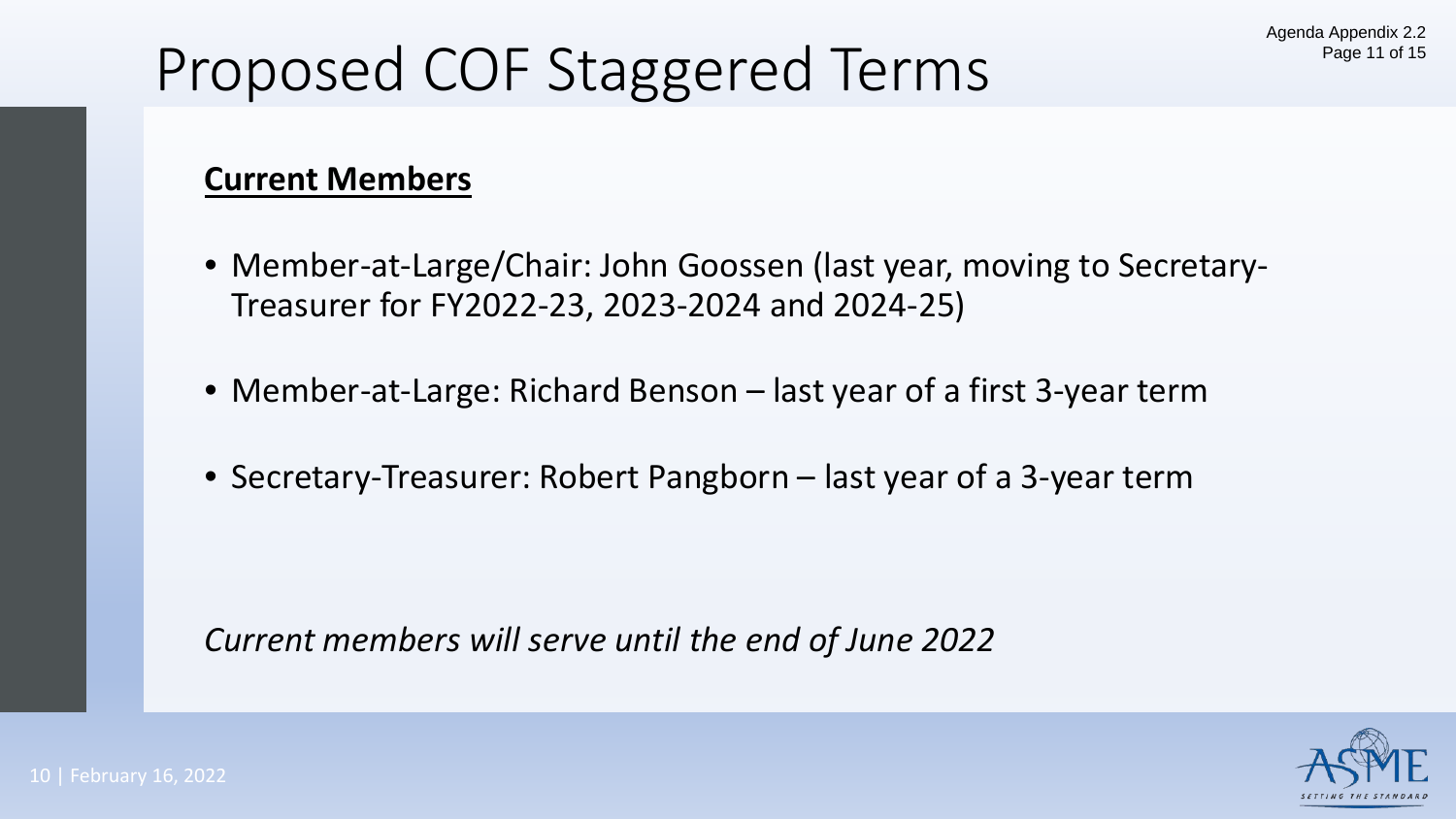# Proposed COF Staggered Terms

**Current Members**

- Member-at-Large/Chair: John Goossen (last year, moving to Secretary-Treasurer for FY2022-23, 2023-2024 and 2024-25)
- Member-at-Large: Richard Benson – last year of a first 3-year term
- Secretary-Treasurer: Robert Pangborn – last year of a 3-year term

*Current members will serve until the end of June 2022*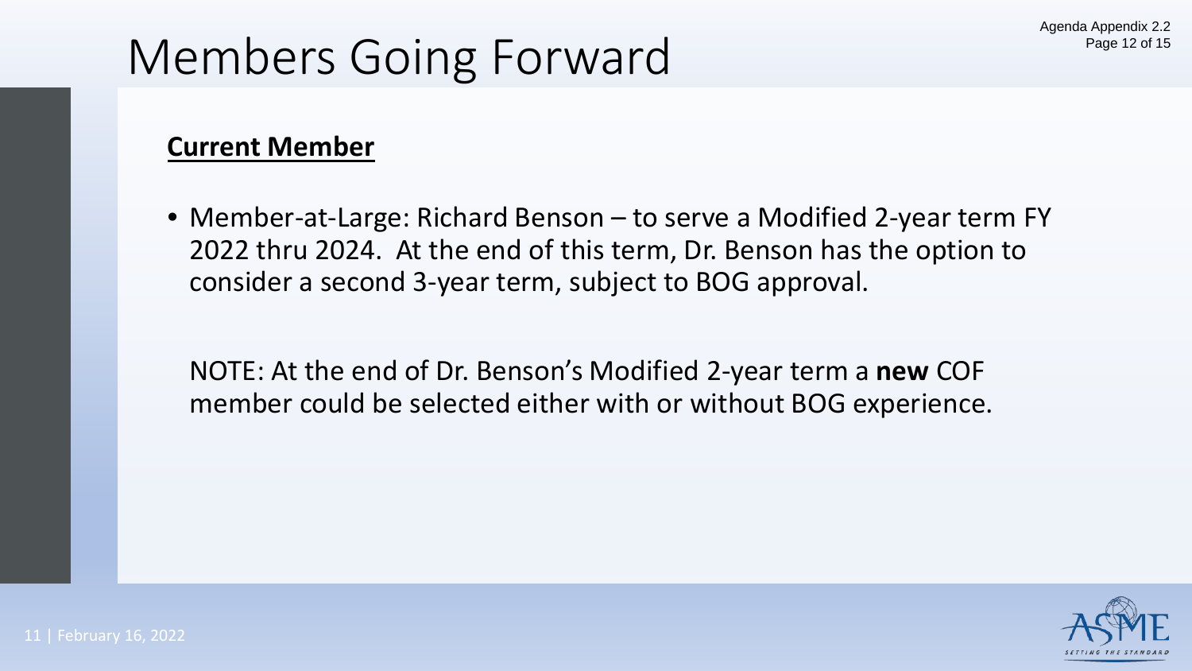# Members Going Forward

**<u>Current Member</u>**

- Member-at-Large: Richard Benson – to serve a Modified 2-year term FY 2022 thru 2024. At the end of this term, Dr. Benson has the option to consider a second 3-year term, subject to BOG approval.

  NOTE: At the end of Dr. Benson's Modified 2-year term a **new** COF member could be selected either with or without BOG experience.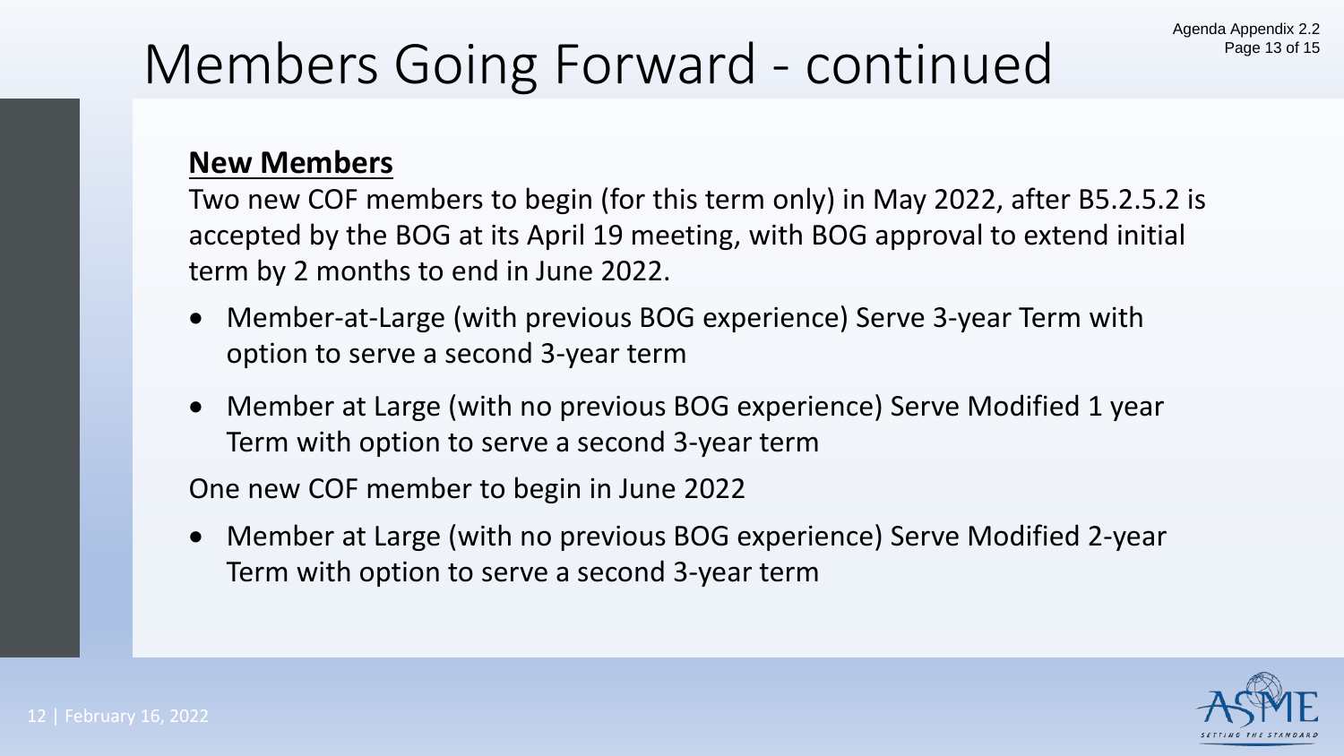# Members Going Forward - continued

**New Members**

Two new COF members to begin (for this term only) in May 2022, after B5.2.5.2 is accepted by the BOG at its April 19 meeting, with BOG approval to extend initial term by 2 months to end in June 2022.

- Member-at-Large (with previous BOG experience) Serve 3-year Term with option to serve a second 3-year term
- Member at Large (with no previous BOG experience) Serve Modified 1 year Term with option to serve a second 3-year term

One new COF member to begin in June 2022

- Member at Large (with no previous BOG experience) Serve Modified 2-year Term with option to serve a second 3-year term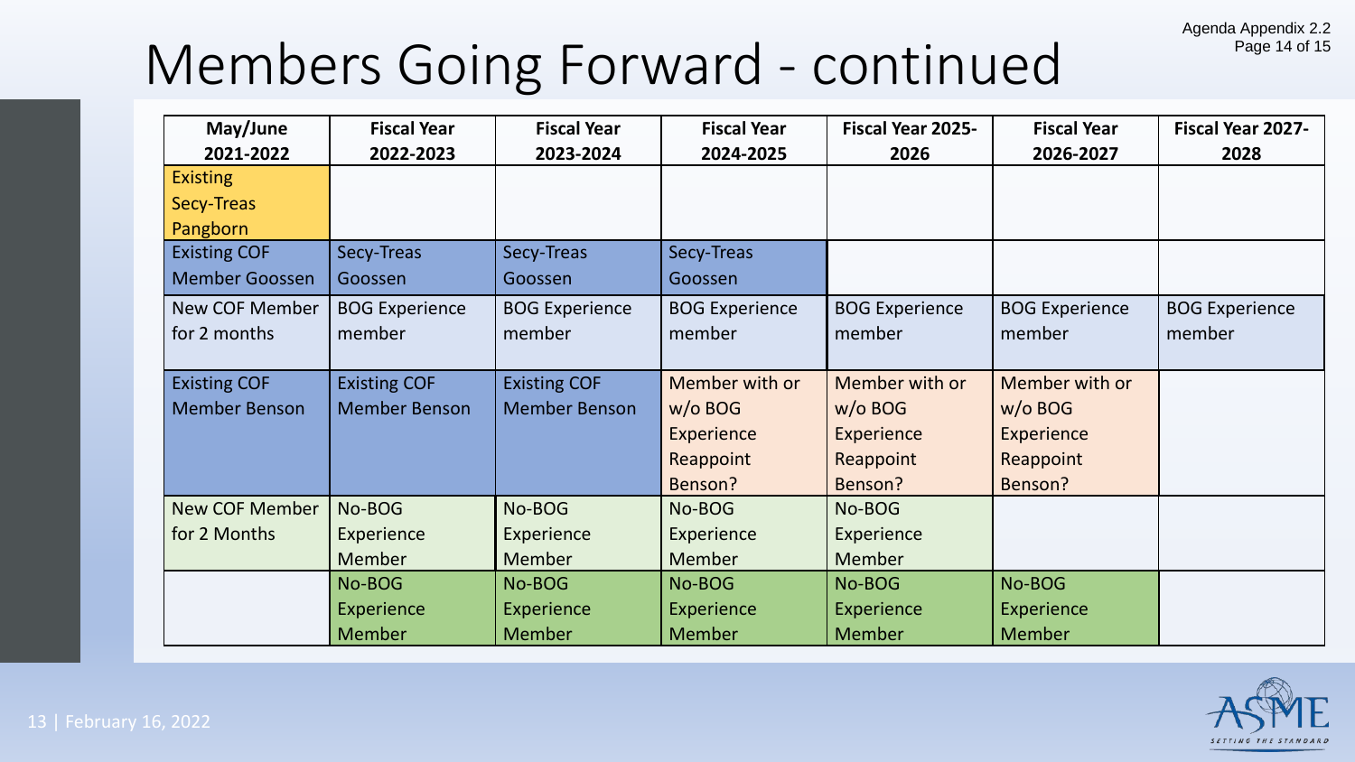# Members Going Forward - continued

| May/June 2021-2022 | Fiscal Year 2022-2023 | Fiscal Year 2023-2024 | Fiscal Year 2024-2025 | Fiscal Year 2025-2026 | Fiscal Year 2026-2027 | Fiscal Year 2027-2028 |
|---|---|---|---|---|---|---|
| Existing Secy-Treas Pangborn | | | | | | |
| Existing COF Member Goossen | Secy-Treas Goossen | Secy-Treas Goossen | Secy-Treas Goossen | | | |
| New COF Member for 2 months | BOG Experience member | BOG Experience member | BOG Experience member | BOG Experience member | BOG Experience member | BOG Experience member |
| Existing COF Member Benson | Existing COF Member Benson | Existing COF Member Benson | Member with or w/o BOG Experience Reappoint Benson? | Member with or w/o BOG Experience Reappoint Benson? | Member with or w/o BOG Experience Reappoint Benson? | |
| New COF Member for 2 Months | No-BOG Experience Member | No-BOG Experience Member | No-BOG Experience Member | No-BOG Experience Member | | |
| | No-BOG Experience Member | No-BOG Experience Member | No-BOG Experience Member | No-BOG Experience Member | No-BOG Experience Member | |

February 16, 2022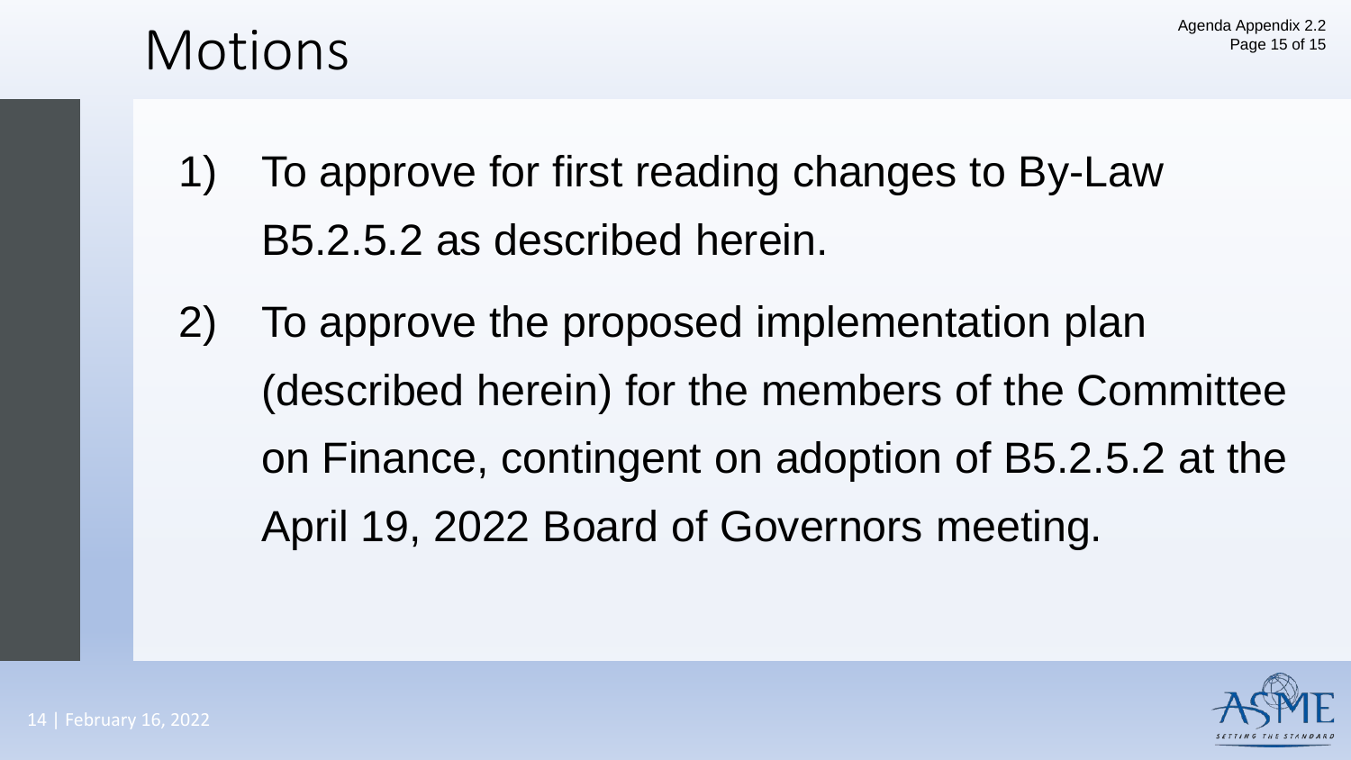# Motions

1) To approve for first reading changes to By-Law B5.2.5.2 as described herein.
2) To approve the proposed implementation plan (described herein) for the members of the Committee on Finance, contingent on adoption of B5.2.5.2 at the April 19, 2022 Board of Governors meeting.